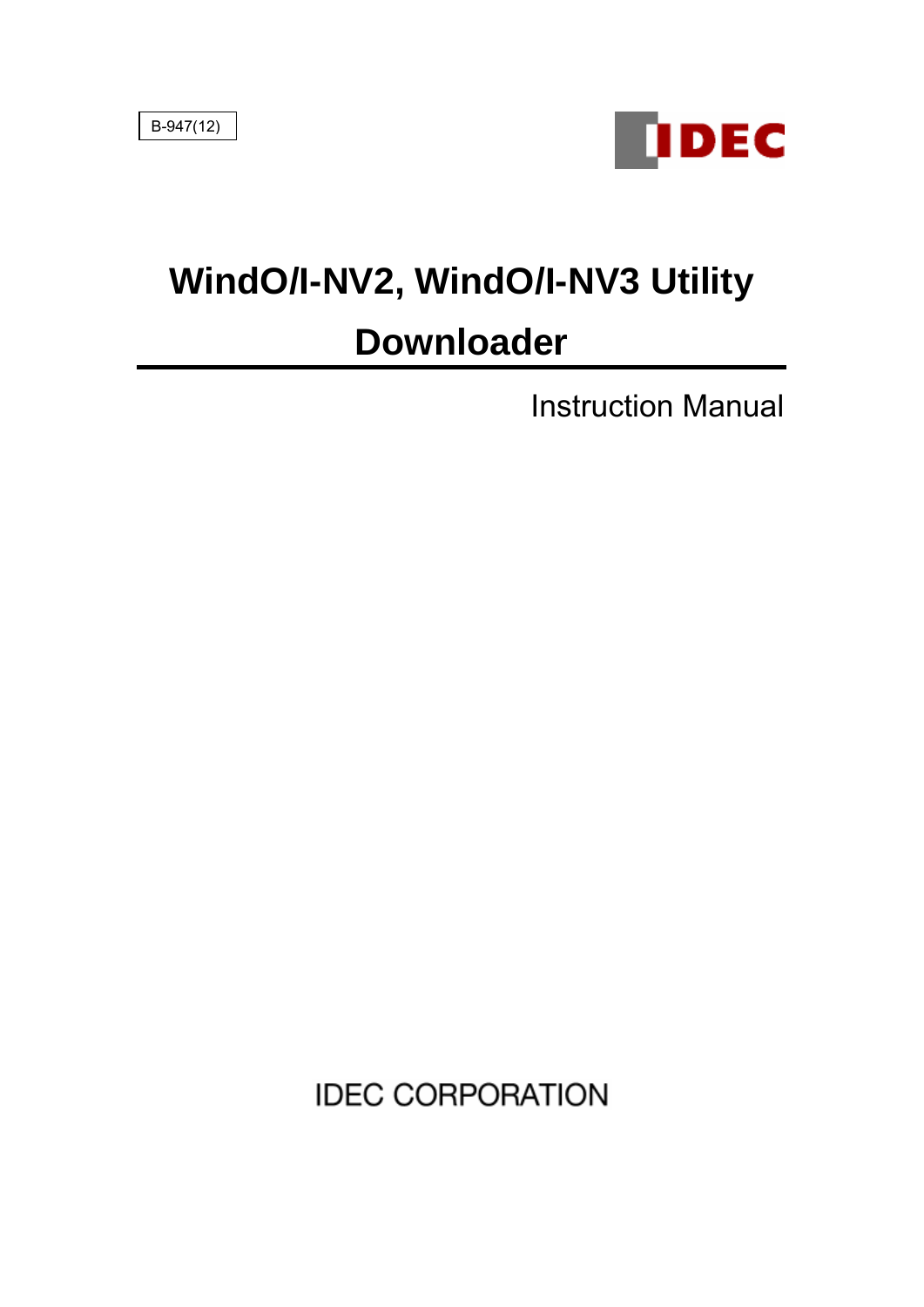B-947(12)

IDEC

# WindO/I-NV2, WindO/I-NV3 Utility Downloader

Instruction Manual

IDEC CORPORATION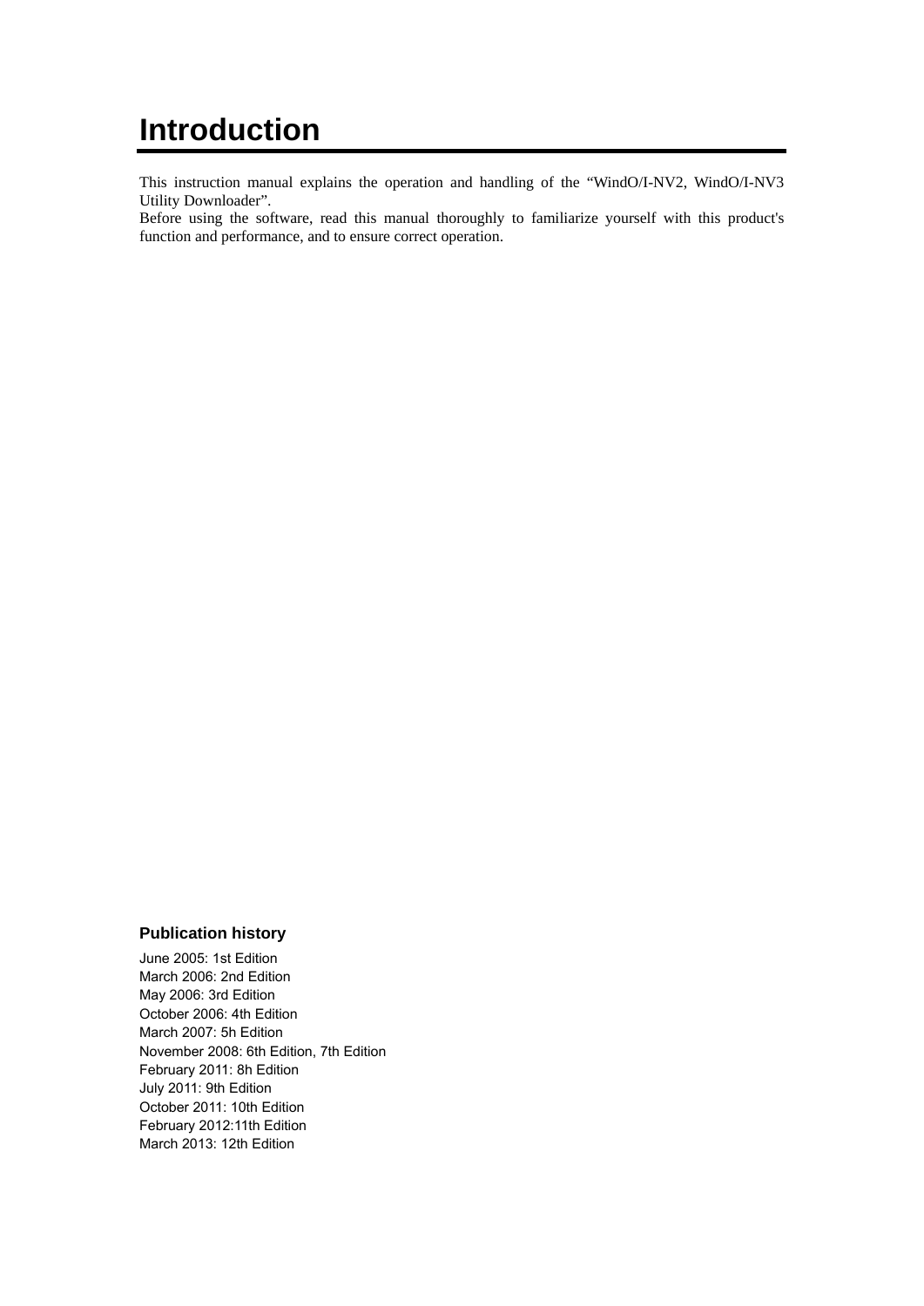# Introduction

This instruction manual explains the operation and handling of the “WindO/I-NV2, WindO/I-NV3 Utility Downloader”.
Before using the software, read this manual thoroughly to familiarize yourself with this product's function and performance, and to ensure correct operation.

### Publication history

June 2005: 1st Edition
March 2006: 2nd Edition
May 2006: 3rd Edition
October 2006: 4th Edition
March 2007: 5h Edition
November 2008: 6th Edition, 7th Edition
February 2011: 8h Edition
July 2011: 9th Edition
October 2011: 10th Edition
February 2012:11th Edition
March 2013: 12th Edition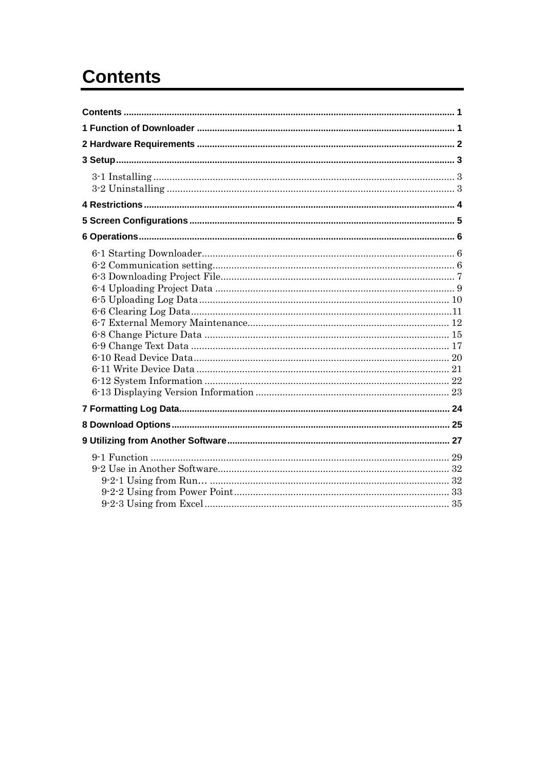# Contents

**Contents** ..... 1

**1 Function of Downloader** ..... 1

**2 Hardware Requirements** ..... 2

**3 Setup** ..... 3

- 3-1 Installing ..... 3
- 3-2 Uninstalling ..... 3

**4 Restrictions** ..... 4

**5 Screen Configurations** ..... 5

**6 Operations** ..... 6

- 6-1 Starting Downloader ..... 6
- 6-2 Communication setting ..... 6
- 6-3 Downloading Project File ..... 7
- 6-4 Uploading Project Data ..... 9
- 6-5 Uploading Log Data ..... 10
- 6-6 Clearing Log Data ..... 11
- 6-7 External Memory Maintenance ..... 12
- 6-8 Change Picture Data ..... 15
- 6-9 Change Text Data ..... 17
- 6-10 Read Device Data ..... 20
- 6-11 Write Device Data ..... 21
- 6-12 System Information ..... 22
- 6-13 Displaying Version Information ..... 23

**7 Formatting Log Data** ..... 24

**8 Download Options** ..... 25

**9 Utilizing from Another Software** ..... 27

- 9-1 Function ..... 29
- 9-2 Use in Another Software ..... 32
  - 9-2-1 Using from Run… ..... 32
  - 9-2-2 Using from Power Point ..... 33
  - 9-2-3 Using from Excel ..... 35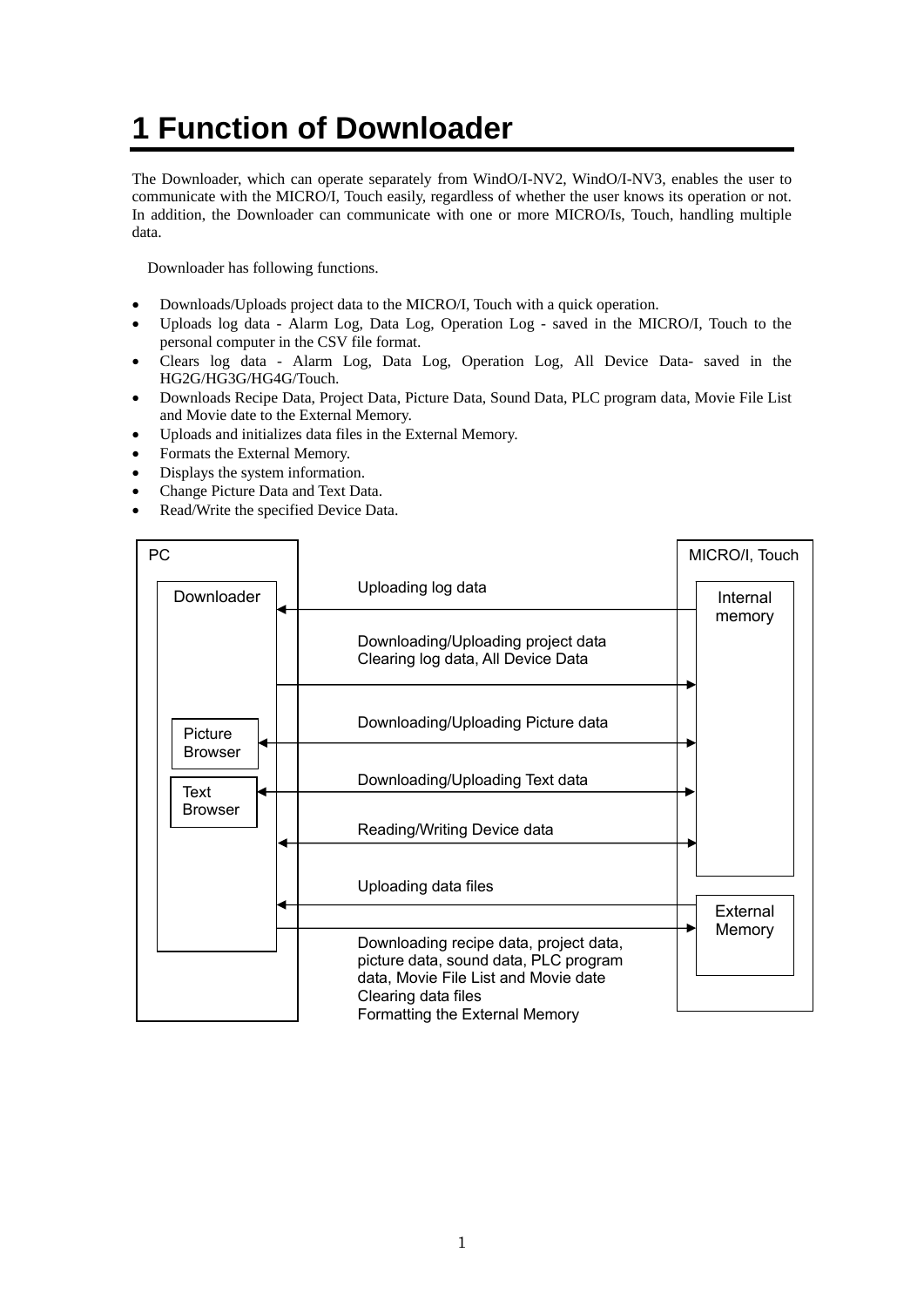# 1 Function of Downloader

The Downloader, which can operate separately from WindO/I-NV2, WindO/I-NV3, enables the user to communicate with the MICRO/I, Touch easily, regardless of whether the user knows its operation or not. In addition, the Downloader can communicate with one or more MICRO/Is, Touch, handling multiple data.

Downloader has following functions.

- Downloads/Uploads project data to the MICRO/I, Touch with a quick operation.
- Uploads log data - Alarm Log, Data Log, Operation Log - saved in the MICRO/I, Touch to the personal computer in the CSV file format.
- Clears log data - Alarm Log, Data Log, Operation Log, All Device Data- saved in the HG2G/HG3G/HG4G/Touch.
- Downloads Recipe Data, Project Data, Picture Data, Sound Data, PLC program data, Movie File List and Movie date to the External Memory.
- Uploads and initializes data files in the External Memory.
- Formats the External Memory.
- Displays the system information.
- Change Picture Data and Text Data.
- Read/Write the specified Device Data.

PC

Downloader

Picture Browser

Text Browser

MICRO/I, Touch

Internal memory

External Memory

Uploading log data

Downloading/Uploading project data
Clearing log data, All Device Data

Downloading/Uploading Picture data

Downloading/Uploading Text data

Reading/Writing Device data

Uploading data files

Downloading recipe data, project data, picture data, sound data, PLC program data, Movie File List and Movie date
Clearing data files
Formatting the External Memory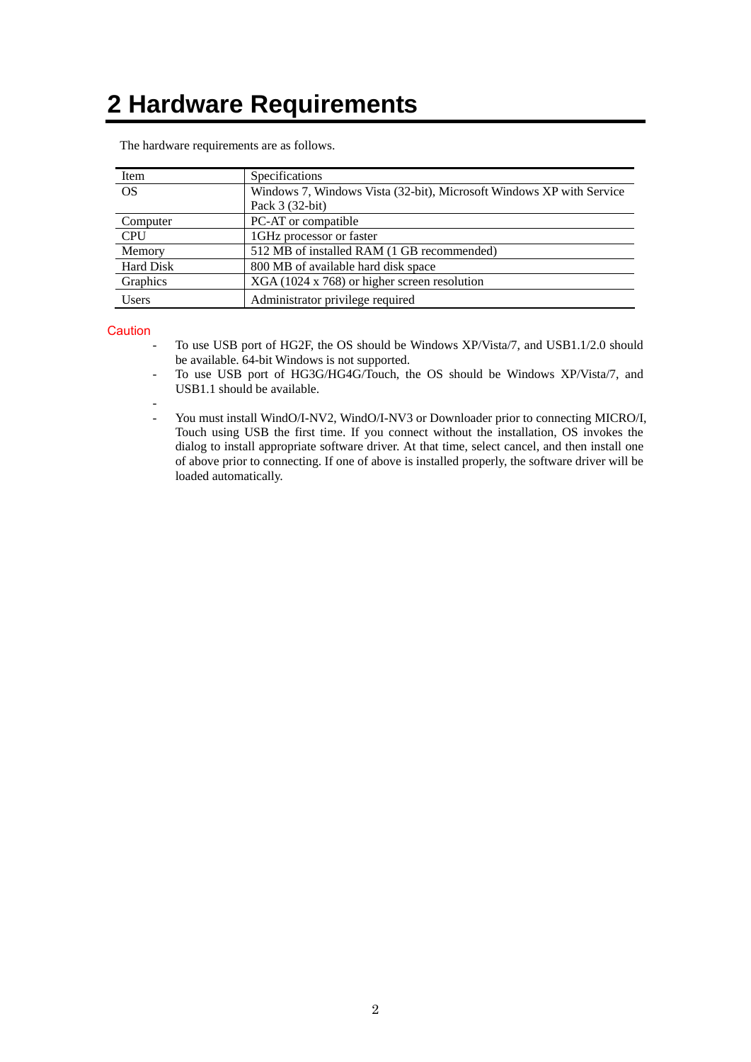# 2 Hardware Requirements

The hardware requirements are as follows.

| Item | Specifications |
| --- | --- |
| OS | Windows 7, Windows Vista (32-bit), Microsoft Windows XP with Service Pack 3 (32-bit) |
| Computer | PC-AT or compatible |
| CPU | 1GHz processor or faster |
| Memory | 512 MB of installed RAM (1 GB recommended) |
| Hard Disk | 800 MB of available hard disk space |
| Graphics | XGA (1024 x 768) or higher screen resolution |
| Users | Administrator privilege required |

Caution

- To use USB port of HG2F, the OS should be Windows XP/Vista/7, and USB1.1/2.0 should be available. 64-bit Windows is not supported.
- To use USB port of HG3G/HG4G/Touch, the OS should be Windows XP/Vista/7, and USB1.1 should be available.
- 
- You must install WindO/I-NV2, WindO/I-NV3 or Downloader prior to connecting MICRO/I, Touch using USB the first time. If you connect without the installation, OS invokes the dialog to install appropriate software driver. At that time, select cancel, and then install one of above prior to connecting. If one of above is installed properly, the software driver will be loaded automatically.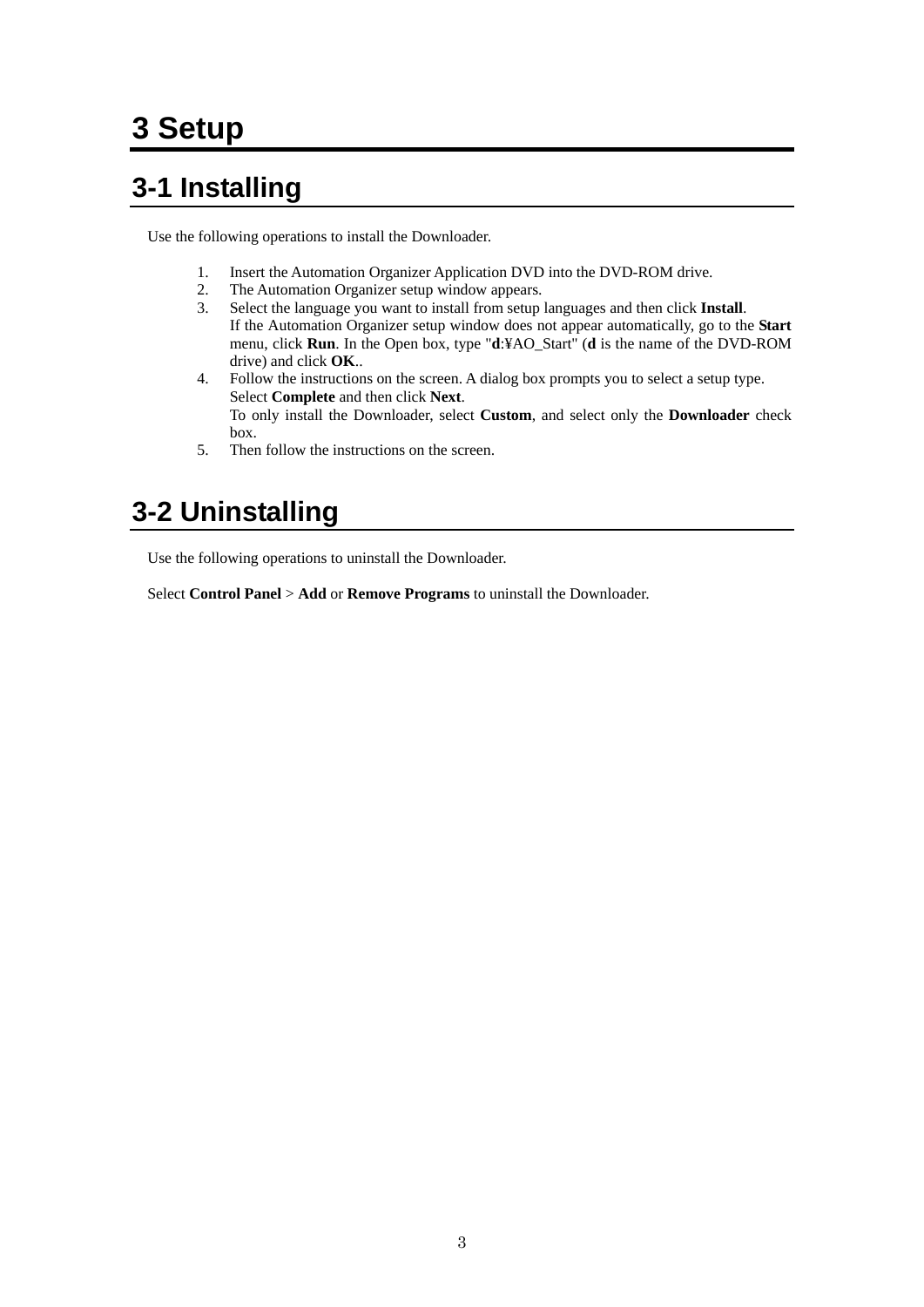# 3 Setup

## 3-1 Installing

Use the following operations to install the Downloader.

1. Insert the Automation Organizer Application DVD into the DVD-ROM drive.
2. The Automation Organizer setup window appears.
3. Select the language you want to install from setup languages and then click **Install**.
   If the Automation Organizer setup window does not appear automatically, go to the **Start** menu, click **Run**. In the Open box, type "**d**:¥AO_Start" (**d** is the name of the DVD-ROM drive) and click **OK**..
4. Follow the instructions on the screen. A dialog box prompts you to select a setup type.
   Select **Complete** and then click **Next**.
   To only install the Downloader, select **Custom**, and select only the **Downloader** check box.
5. Then follow the instructions on the screen.

## 3-2 Uninstalling

Use the following operations to uninstall the Downloader.

Select **Control Panel** > **Add** or **Remove Programs** to uninstall the Downloader.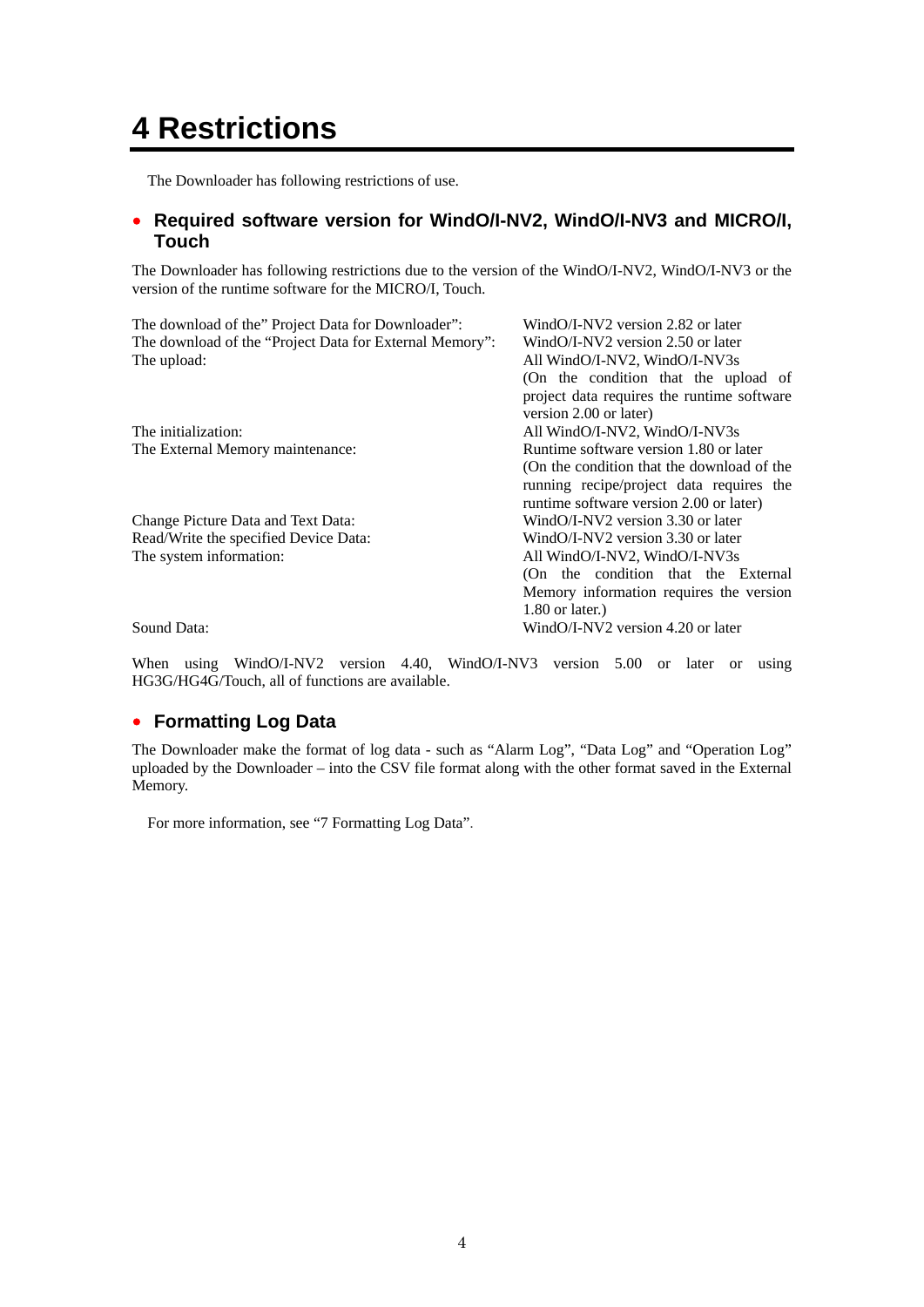# 4 Restrictions

The Downloader has following restrictions of use.

## • Required software version for WindO/I-NV2, WindO/I-NV3 and MICRO/I, Touch

The Downloader has following restrictions due to the version of the WindO/I-NV2, WindO/I-NV3 or the version of the runtime software for the MICRO/I, Touch.

| | |
|---|---|
| The download of the" Project Data for Downloader": | WindO/I-NV2 version 2.82 or later |
| The download of the "Project Data for External Memory": | WindO/I-NV2 version 2.50 or later |
| The upload: | All WindO/I-NV2, WindO/I-NV3s (On the condition that the upload of project data requires the runtime software version 2.00 or later) |
| The initialization: | All WindO/I-NV2, WindO/I-NV3s |
| The External Memory maintenance: | Runtime software version 1.80 or later (On the condition that the download of the running recipe/project data requires the runtime software version 2.00 or later) |
| Change Picture Data and Text Data: | WindO/I-NV2 version 3.30 or later |
| Read/Write the specified Device Data: | WindO/I-NV2 version 3.30 or later |
| The system information: | All WindO/I-NV2, WindO/I-NV3s (On the condition that the External Memory information requires the version 1.80 or later.) |
| Sound Data: | WindO/I-NV2 version 4.20 or later |

When using WindO/I-NV2 version 4.40, WindO/I-NV3 version 5.00 or later or using HG3G/HG4G/Touch, all of functions are available.

## • Formatting Log Data

The Downloader make the format of log data - such as "Alarm Log", "Data Log" and "Operation Log" uploaded by the Downloader – into the CSV file format along with the other format saved in the External Memory.

For more information, see "7 Formatting Log Data".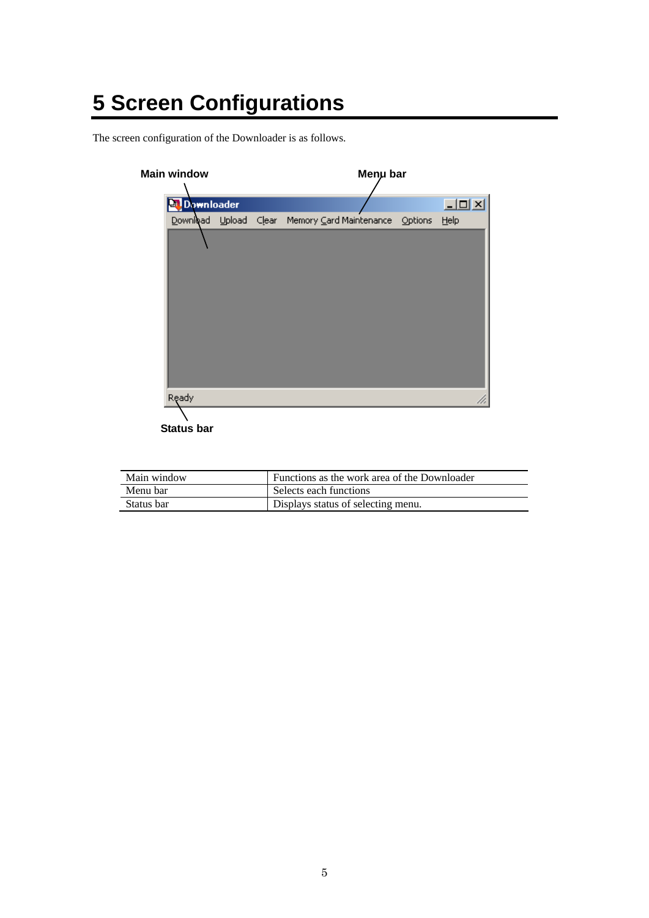# 5 Screen Configurations

The screen configuration of the Downloader is as follows.

| | |
|---|---|
| Main window | Functions as the work area of the Downloader |
| Menu bar | Selects each functions |
| Status bar | Displays status of selecting menu. |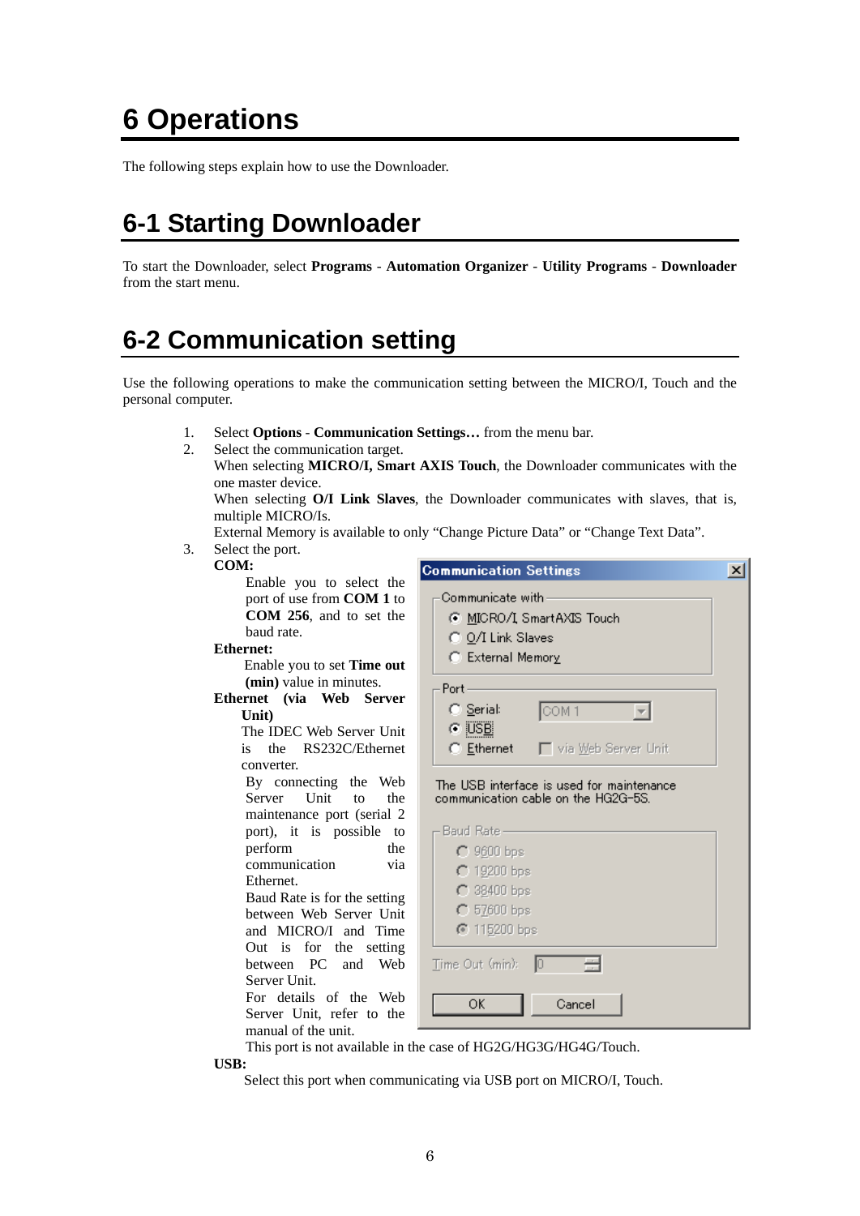# 6 Operations

The following steps explain how to use the Downloader.

## 6-1 Starting Downloader

To start the Downloader, select **Programs** - **Automation Organizer** - **Utility Programs** - **Downloader** from the start menu.

## 6-2 Communication setting

Use the following operations to make the communication setting between the MICRO/I, Touch and the personal computer.

1. Select **Options** - **Communication Settings…** from the menu bar.
2. Select the communication target.
   When selecting **MICRO/I, Smart AXIS Touch**, the Downloader communicates with the one master device.
   When selecting **O/I Link Slaves**, the Downloader communicates with slaves, that is, multiple MICRO/Is.
   External Memory is available to only "Change Picture Data" or "Change Text Data".
3. Select the port.

   **COM:**

   Enable you to select the port of use from **COM 1** to **COM 256**, and to set the baud rate.

   **Ethernet:**

   Enable you to set **Time out (min)** value in minutes.

   **Ethernet (via Web Server Unit)**

   The IDEC Web Server Unit is the RS232C/Ethernet converter.

   By connecting the Web Server Unit to the maintenance port (serial 2 port), it is possible to perform the communication via Ethernet.

   Baud Rate is for the setting between Web Server Unit and MICRO/I and Time Out is for the setting between PC and Web Server Unit.

   For details of the Web Server Unit, refer to the manual of the unit.

   This port is not available in the case of HG2G/HG3G/HG4G/Touch.

   **USB:**

   Select this port when communicating via USB port on MICRO/I, Touch.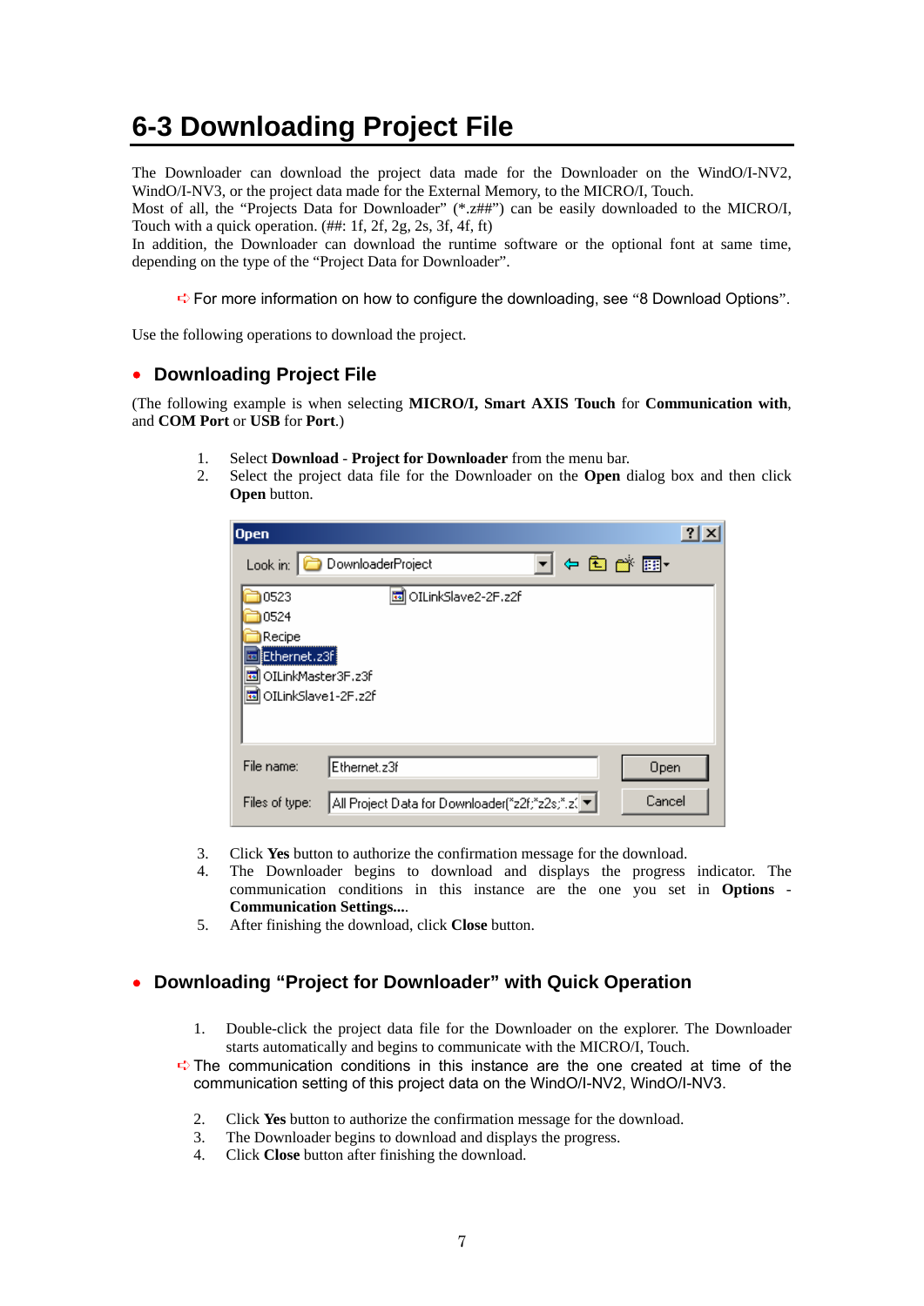# 6-3 Downloading Project File

The Downloader can download the project data made for the Downloader on the WindO/I-NV2, WindO/I-NV3, or the project data made for the External Memory, to the MICRO/I, Touch.
Most of all, the “Projects Data for Downloader” (*.z##”) can be easily downloaded to the MICRO/I, Touch with a quick operation. (##: 1f, 2f, 2g, 2s, 3f, 4f, ft)
In addition, the Downloader can download the runtime software or the optional font at same time, depending on the type of the “Project Data for Downloader”.

➪ For more information on how to configure the downloading, see “8 Download Options”.

Use the following operations to download the project.

## • Downloading Project File

(The following example is when selecting **MICRO/I, Smart AXIS Touch** for **Communication with**, and **COM Port** or **USB** for **Port**.)

1. Select **Download** - **Project for Downloader** from the menu bar.
2. Select the project data file for the Downloader on the **Open** dialog box and then click **Open** button.

3. Click **Yes** button to authorize the confirmation message for the download.
4. The Downloader begins to download and displays the progress indicator. The communication conditions in this instance are the one you set in **Options** - **Communication Settings...**.
5. After finishing the download, click **Close** button.

## • Downloading “Project for Downloader” with Quick Operation

1. Double-click the project data file for the Downloader on the explorer. The Downloader starts automatically and begins to communicate with the MICRO/I, Touch.

➪ The communication conditions in this instance are the one created at time of the communication setting of this project data on the WindO/I-NV2, WindO/I-NV3.

2. Click **Yes** button to authorize the confirmation message for the download.
3. The Downloader begins to download and displays the progress.
4. Click **Close** button after finishing the download.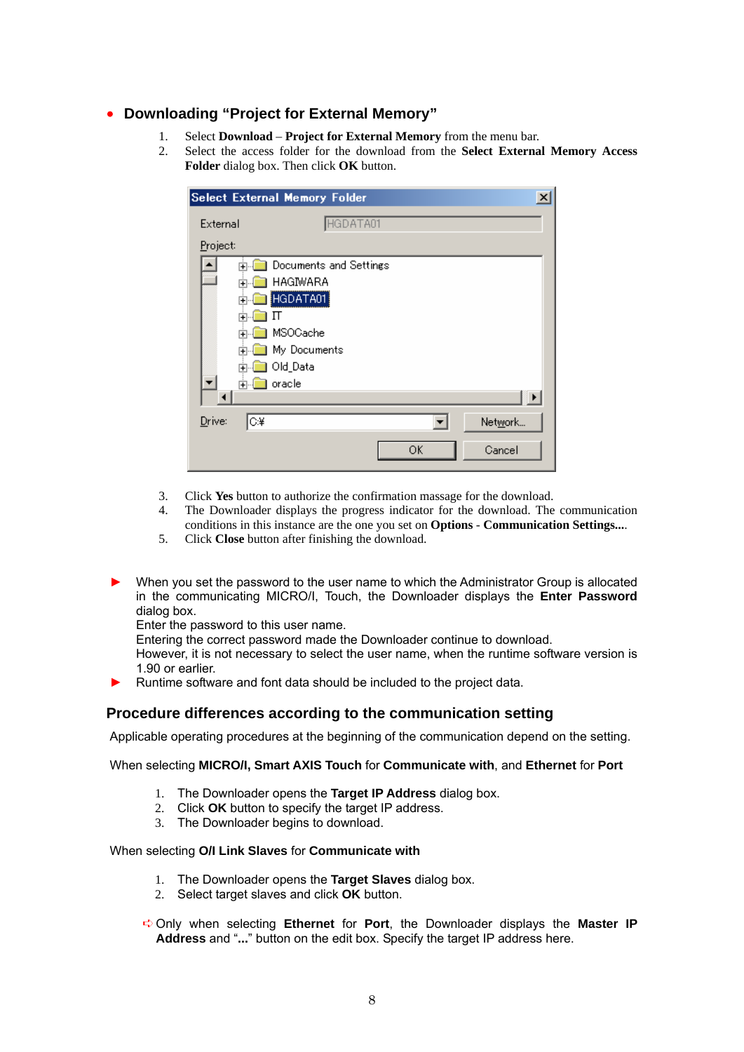## • Downloading “Project for External Memory”

1. Select **Download** – **Project for External Memory** from the menu bar.
2. Select the access folder for the download from the **Select External Memory Access Folder** dialog box. Then click **OK** button.

3. Click **Yes** button to authorize the confirmation massage for the download.
4. The Downloader displays the progress indicator for the download. The communication conditions in this instance are the one you set on **Options** - **Communication Settings...**.
5. Click **Close** button after finishing the download.

► When you set the password to the user name to which the Administrator Group is allocated in the communicating MICRO/I, Touch, the Downloader displays the **Enter Password** dialog box.
Enter the password to this user name.
Entering the correct password made the Downloader continue to download.
However, it is not necessary to select the user name, when the runtime software version is 1.90 or earlier.

► Runtime software and font data should be included to the project data.

## Procedure differences according to the communication setting

Applicable operating procedures at the beginning of the communication depend on the setting.

When selecting **MICRO/I, Smart AXIS Touch** for **Communicate with**, and **Ethernet** for **Port**

1. The Downloader opens the **Target IP Address** dialog box.
2. Click **OK** button to specify the target IP address.
3. The Downloader begins to download.

When selecting **O/I Link Slaves** for **Communicate with**

1. The Downloader opens the **Target Slaves** dialog box.
2. Select target slaves and click **OK** button.

➪ Only when selecting **Ethernet** for **Port**, the Downloader displays the **Master IP Address** and “**...**” button on the edit box. Specify the target IP address here.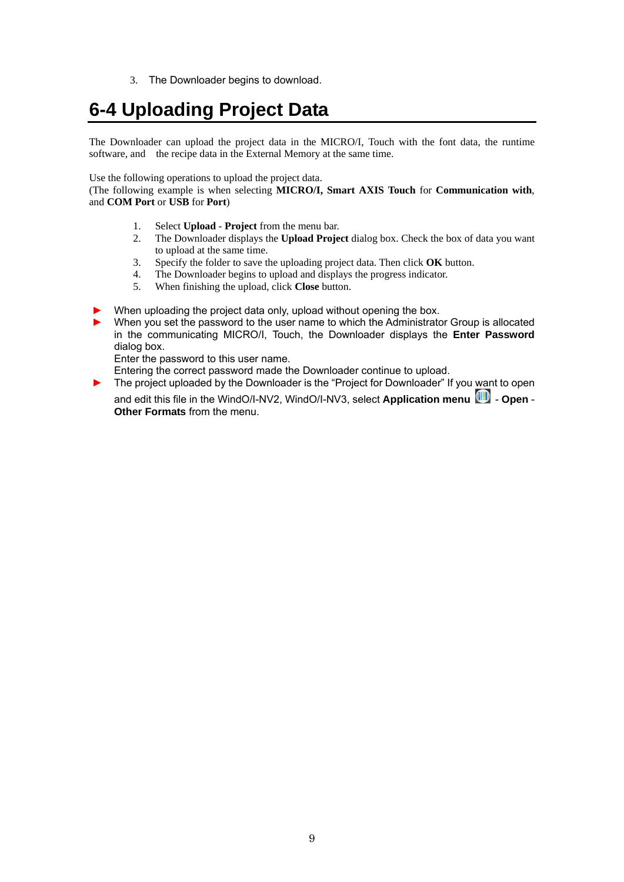3. The Downloader begins to download.

# 6-4 Uploading Project Data

The Downloader can upload the project data in the MICRO/I, Touch with the font data, the runtime software, and the recipe data in the External Memory at the same time.

Use the following operations to upload the project data.
(The following example is when selecting **MICRO/I, Smart AXIS Touch** for **Communication with**, and **COM Port** or **USB** for **Port**)

1. Select **Upload** - **Project** from the menu bar.
2. The Downloader displays the **Upload Project** dialog box. Check the box of data you want to upload at the same time.
3. Specify the folder to save the uploading project data. Then click **OK** button.
4. The Downloader begins to upload and displays the progress indicator.
5. When finishing the upload, click **Close** button.

- ► When uploading the project data only, upload without opening the box.
- ► When you set the password to the user name to which the Administrator Group is allocated in the communicating MICRO/I, Touch, the Downloader displays the **Enter Password** dialog box.
  Enter the password to this user name.
  Entering the correct password made the Downloader continue to upload.
- ► The project uploaded by the Downloader is the "Project for Downloader" If you want to open and edit this file in the WindO/I-NV2, WindO/I-NV3, select **Application menu** - **Open** - **Other Formats** from the menu.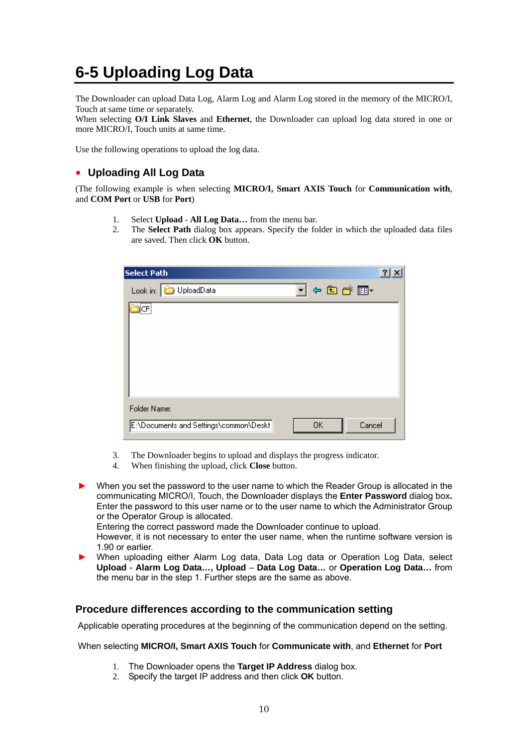# 6-5 Uploading Log Data

The Downloader can upload Data Log, Alarm Log and Alarm Log stored in the memory of the MICRO/I, Touch at same time or separately.
When selecting **O/I Link Slaves** and **Ethernet**, the Downloader can upload log data stored in one or more MICRO/I, Touch units at same time.

Use the following operations to upload the log data.

## • Uploading All Log Data

(The following example is when selecting **MICRO/I, Smart AXIS Touch** for **Communication with**, and **COM Port** or **USB** for **Port**)

1. Select **Upload** - **All Log Data…** from the menu bar.
2. The **Select Path** dialog box appears. Specify the folder in which the uploaded data files are saved. Then click **OK** button.
3. The Downloader begins to upload and displays the progress indicator.
4. When finishing the upload, click **Close** button.

► When you set the password to the user name to which the Reader Group is allocated in the communicating MICRO/I, Touch, the Downloader displays the **Enter Password** dialog box. Enter the password to this user name or to the user name to which the Administrator Group or the Operator Group is allocated.
Entering the correct password made the Downloader continue to upload.
However, it is not necessary to enter the user name, when the runtime software version is 1.90 or earlier.

► When uploading either Alarm Log data, Data Log data or Operation Log Data, select **Upload** - **Alarm Log Data…, Upload** – **Data Log Data…** or **Operation Log Data…** from the menu bar in the step 1. Further steps are the same as above.

## Procedure differences according to the communication setting

Applicable operating procedures at the beginning of the communication depend on the setting.

When selecting **MICRO/I, Smart AXIS Touch** for **Communicate with**, and **Ethernet** for **Port**

1. The Downloader opens the **Target IP Address** dialog box.
2. Specify the target IP address and then click **OK** button.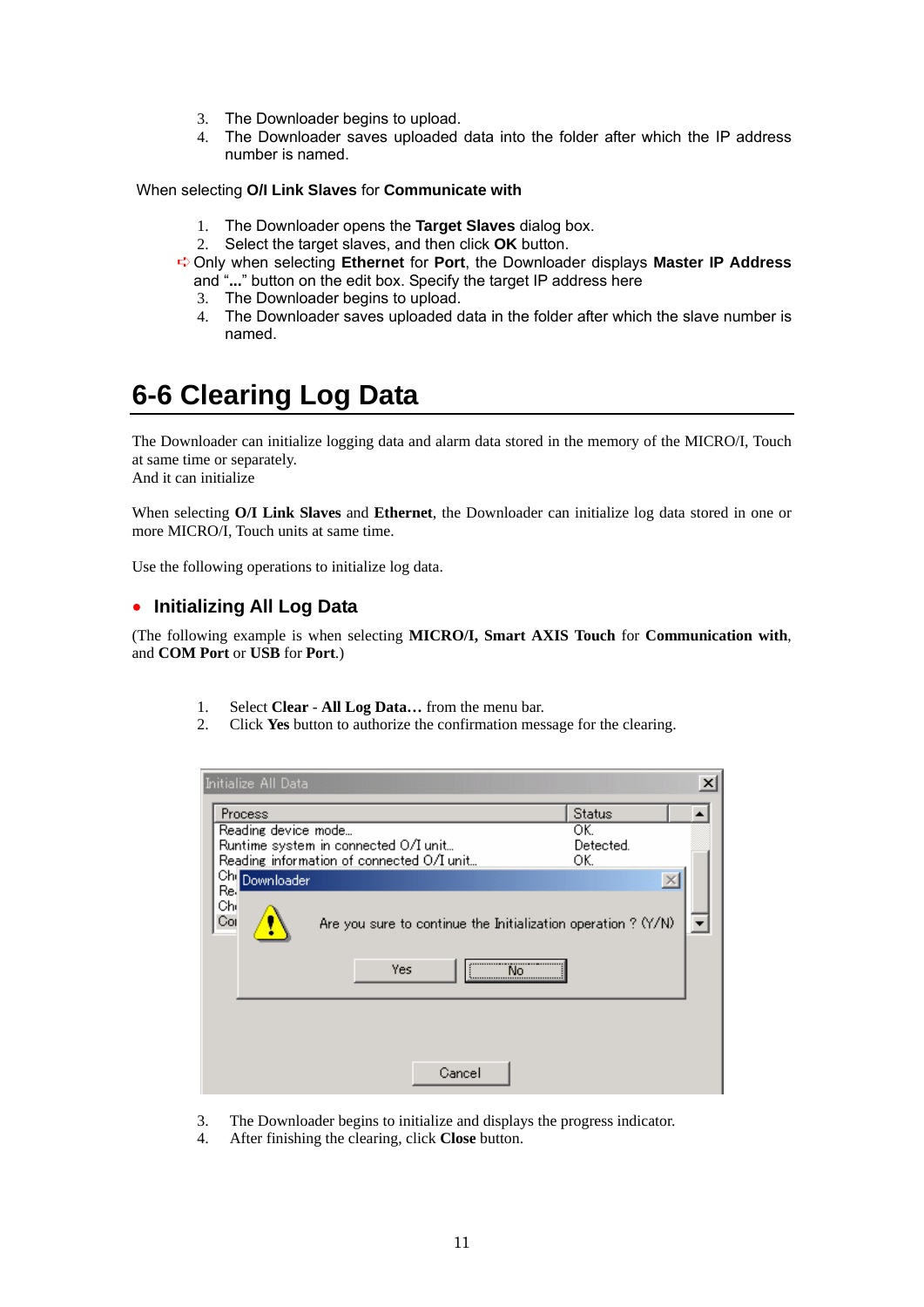3. The Downloader begins to upload.
4. The Downloader saves uploaded data into the folder after which the IP address number is named.

When selecting **O/I Link Slaves** for **Communicate with**

1. The Downloader opens the **Target Slaves** dialog box.
2. Select the target slaves, and then click **OK** button.

➪ Only when selecting **Ethernet** for **Port**, the Downloader displays **Master IP Address** and "**...**" button on the edit box. Specify the target IP address here

3. The Downloader begins to upload.
4. The Downloader saves uploaded data in the folder after which the slave number is named.

# 6-6 Clearing Log Data

The Downloader can initialize logging data and alarm data stored in the memory of the MICRO/I, Touch at same time or separately.
And it can initialize

When selecting **O/I Link Slaves** and **Ethernet**, the Downloader can initialize log data stored in one or more MICRO/I, Touch units at same time.

Use the following operations to initialize log data.

## • Initializing All Log Data

(The following example is when selecting **MICRO/I, Smart AXIS Touch** for **Communication with**, and **COM Port** or **USB** for **Port**.)

1. Select **Clear** - **All Log Data…** from the menu bar.
2. Click **Yes** button to authorize the confirmation message for the clearing.

3. The Downloader begins to initialize and displays the progress indicator.
4. After finishing the clearing, click **Close** button.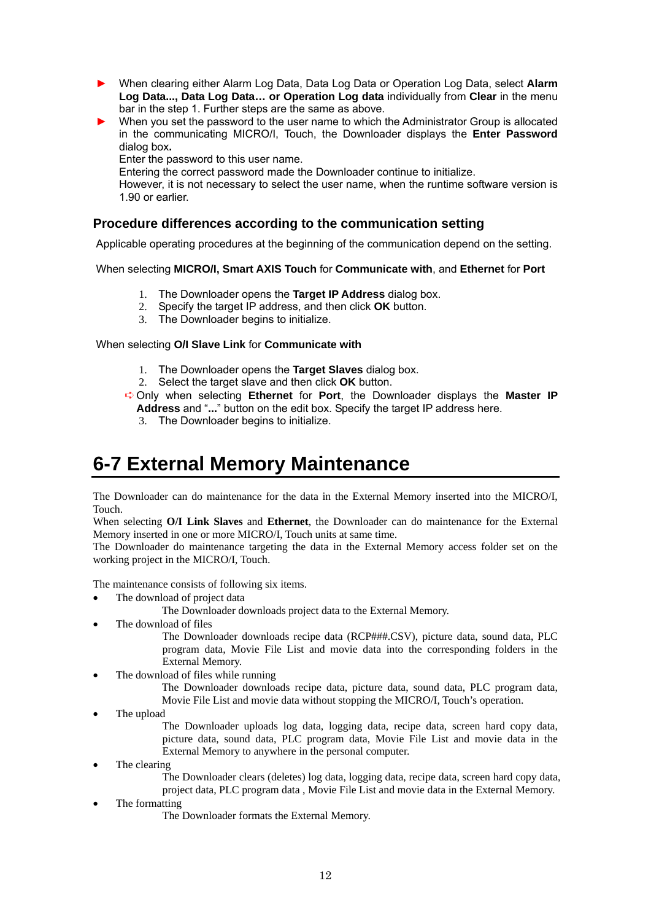- When clearing either Alarm Log Data, Data Log Data or Operation Log Data, select **Alarm Log Data..., Data Log Data… or Operation Log data** individually from **Clear** in the menu bar in the step 1. Further steps are the same as above.
- When you set the password to the user name to which the Administrator Group is allocated in the communicating MICRO/I, Touch, the Downloader displays the **Enter Password** dialog box**.**
  Enter the password to this user name.
  Entering the correct password made the Downloader continue to initialize.
  However, it is not necessary to select the user name, when the runtime software version is 1.90 or earlier.

### Procedure differences according to the communication setting

Applicable operating procedures at the beginning of the communication depend on the setting.

When selecting **MICRO/I, Smart AXIS Touch** for **Communicate with**, and **Ethernet** for **Port**

1. The Downloader opens the **Target IP Address** dialog box.
2. Specify the target IP address, and then click **OK** button.
3. The Downloader begins to initialize.

When selecting **O/I Slave Link** for **Communicate with**

1. The Downloader opens the **Target Slaves** dialog box.
2. Select the target slave and then click **OK** button.

➪ Only when selecting **Ethernet** for **Port**, the Downloader displays the **Master IP Address** and "**...**" button on the edit box. Specify the target IP address here.

3. The Downloader begins to initialize.

# 6-7 External Memory Maintenance

The Downloader can do maintenance for the data in the External Memory inserted into the MICRO/I, Touch.
When selecting **O/I Link Slaves** and **Ethernet**, the Downloader can do maintenance for the External Memory inserted in one or more MICRO/I, Touch units at same time.
The Downloader do maintenance targeting the data in the External Memory access folder set on the working project in the MICRO/I, Touch.

The maintenance consists of following six items.

- The download of project data
  The Downloader downloads project data to the External Memory.
- The download of files
  The Downloader downloads recipe data (RCP###.CSV), picture data, sound data, PLC program data, Movie File List and movie data into the corresponding folders in the External Memory.
- The download of files while running
  The Downloader downloads recipe data, picture data, sound data, PLC program data, Movie File List and movie data without stopping the MICRO/I, Touch's operation.
- The upload
  The Downloader uploads log data, logging data, recipe data, screen hard copy data, picture data, sound data, PLC program data, Movie File List and movie data in the External Memory to anywhere in the personal computer.
- The clearing
  The Downloader clears (deletes) log data, logging data, recipe data, screen hard copy data, project data, PLC program data , Movie File List and movie data in the External Memory.
- The formatting
  The Downloader formats the External Memory.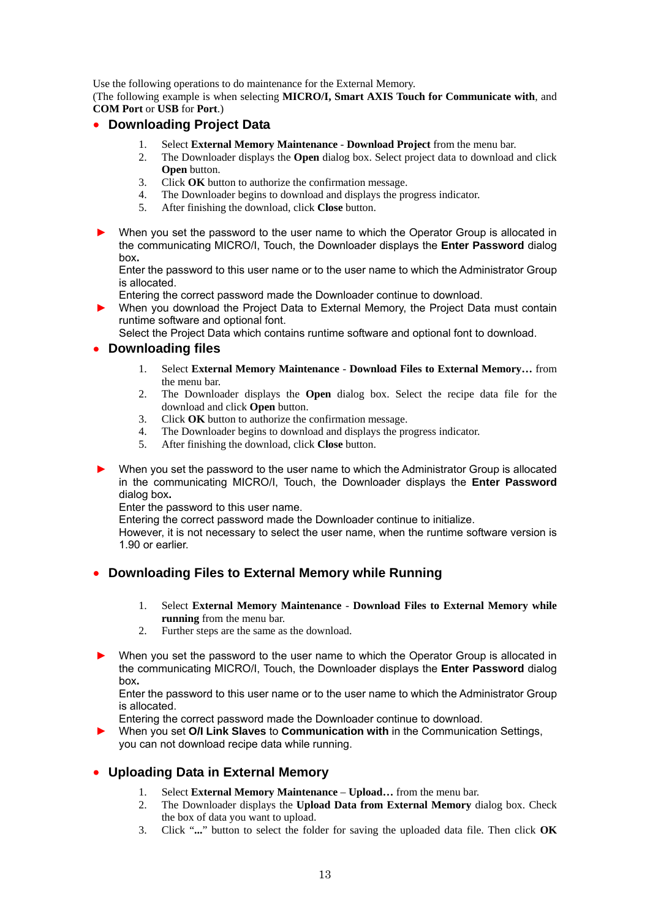Use the following operations to do maintenance for the External Memory.
(The following example is when selecting **MICRO/I, Smart AXIS Touch for Communicate with**, and **COM Port** or **USB** for **Port**.)

- **Downloading Project Data**

1. Select **External Memory Maintenance** - **Download Project** from the menu bar.
2. The Downloader displays the **Open** dialog box. Select project data to download and click **Open** button.
3. Click **OK** button to authorize the confirmation message.
4. The Downloader begins to download and displays the progress indicator.
5. After finishing the download, click **Close** button.

► When you set the password to the user name to which the Operator Group is allocated in the communicating MICRO/I, Touch, the Downloader displays the **Enter Password** dialog box.
Enter the password to this user name or to the user name to which the Administrator Group is allocated.
Entering the correct password made the Downloader continue to download.

► When you download the Project Data to External Memory, the Project Data must contain runtime software and optional font.
Select the Project Data which contains runtime software and optional font to download.

- **Downloading files**

1. Select **External Memory Maintenance** - **Download Files to External Memory…** from the menu bar.
2. The Downloader displays the **Open** dialog box. Select the recipe data file for the download and click **Open** button.
3. Click **OK** button to authorize the confirmation message.
4. The Downloader begins to download and displays the progress indicator.
5. After finishing the download, click **Close** button.

► When you set the password to the user name to which the Administrator Group is allocated in the communicating MICRO/I, Touch, the Downloader displays the **Enter Password** dialog box.
Enter the password to this user name.
Entering the correct password made the Downloader continue to initialize.
However, it is not necessary to select the user name, when the runtime software version is 1.90 or earlier.

- **Downloading Files to External Memory while Running**

1. Select **External Memory Maintenance** - **Download Files to External Memory while running** from the menu bar.
2. Further steps are the same as the download.

► When you set the password to the user name to which the Operator Group is allocated in the communicating MICRO/I, Touch, the Downloader displays the **Enter Password** dialog box.
Enter the password to this user name or to the user name to which the Administrator Group is allocated.
Entering the correct password made the Downloader continue to download.

► When you set **O/I Link Slaves** to **Communication with** in the Communication Settings, you can not download recipe data while running.

- **Uploading Data in External Memory**

1. Select **External Memory Maintenance** – **Upload…** from the menu bar.
2. The Downloader displays the **Upload Data from External Memory** dialog box. Check the box of data you want to upload.
3. Click "**...**" button to select the folder for saving the uploaded data file. Then click **OK**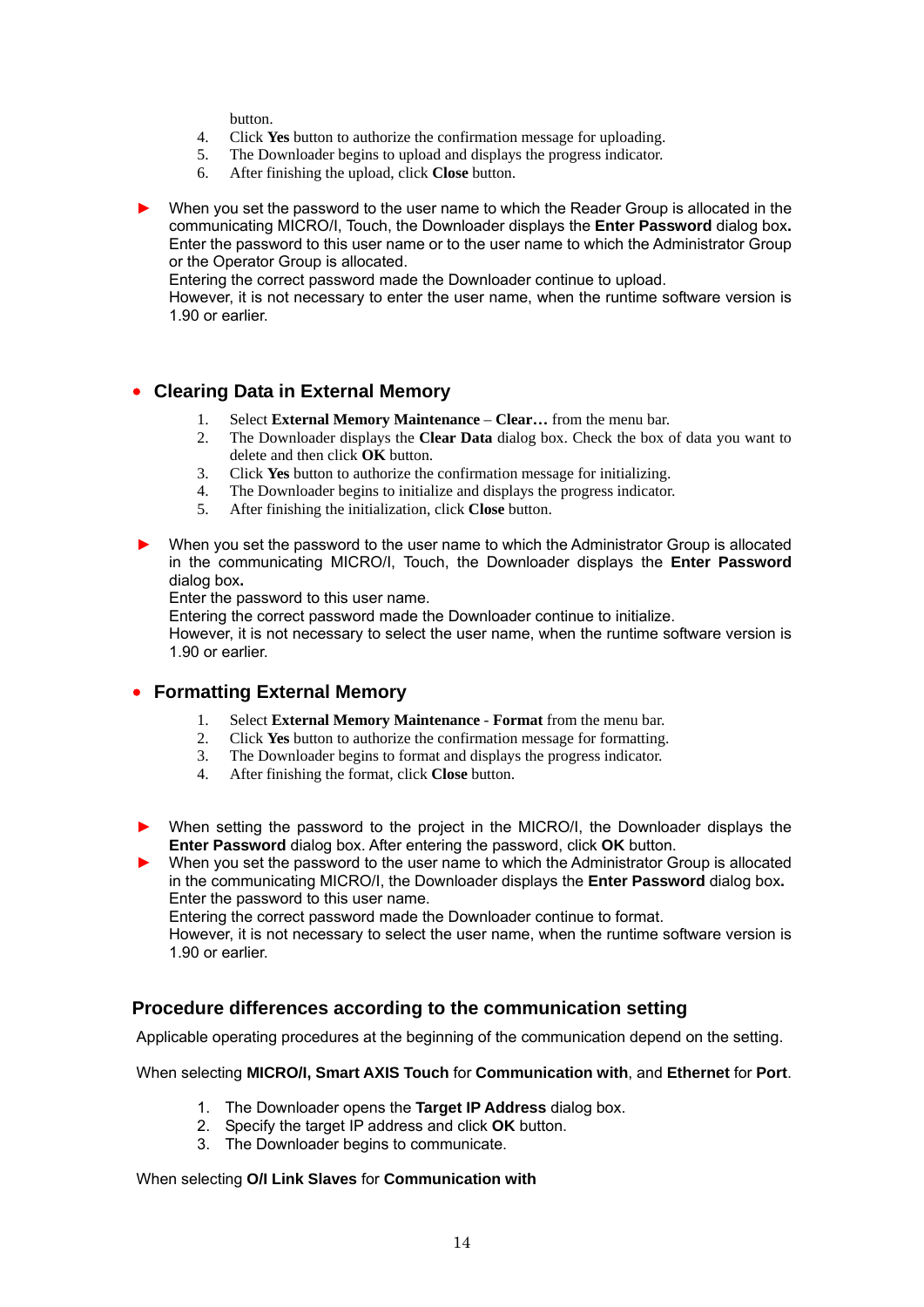button.

4. Click **Yes** button to authorize the confirmation message for uploading.
5. The Downloader begins to upload and displays the progress indicator.
6. After finishing the upload, click **Close** button.

► When you set the password to the user name to which the Reader Group is allocated in the communicating MICRO/I, Touch, the Downloader displays the **Enter Password** dialog box**.** Enter the password to this user name or to the user name to which the Administrator Group or the Operator Group is allocated.
Entering the correct password made the Downloader continue to upload.
However, it is not necessary to enter the user name, when the runtime software version is 1.90 or earlier.

## • Clearing Data in External Memory

1. Select **External Memory Maintenance** – **Clear…** from the menu bar.
2. The Downloader displays the **Clear Data** dialog box. Check the box of data you want to delete and then click **OK** button.
3. Click **Yes** button to authorize the confirmation message for initializing.
4. The Downloader begins to initialize and displays the progress indicator.
5. After finishing the initialization, click **Close** button.

► When you set the password to the user name to which the Administrator Group is allocated in the communicating MICRO/I, Touch, the Downloader displays the **Enter Password** dialog box**.**
Enter the password to this user name.
Entering the correct password made the Downloader continue to initialize.
However, it is not necessary to select the user name, when the runtime software version is 1.90 or earlier.

## • Formatting External Memory

1. Select **External Memory Maintenance** - **Format** from the menu bar.
2. Click **Yes** button to authorize the confirmation message for formatting.
3. The Downloader begins to format and displays the progress indicator.
4. After finishing the format, click **Close** button.

► When setting the password to the project in the MICRO/I, the Downloader displays the **Enter Password** dialog box. After entering the password, click **OK** button.

► When you set the password to the user name to which the Administrator Group is allocated in the communicating MICRO/I, the Downloader displays the **Enter Password** dialog box**.**
Enter the password to this user name.
Entering the correct password made the Downloader continue to format.
However, it is not necessary to select the user name, when the runtime software version is 1.90 or earlier.

## Procedure differences according to the communication setting

Applicable operating procedures at the beginning of the communication depend on the setting.

When selecting **MICRO/I, Smart AXIS Touch** for **Communication with**, and **Ethernet** for **Port**.

1. The Downloader opens the **Target IP Address** dialog box.
2. Specify the target IP address and click **OK** button.
3. The Downloader begins to communicate.

When selecting **O/I Link Slaves** for **Communication with**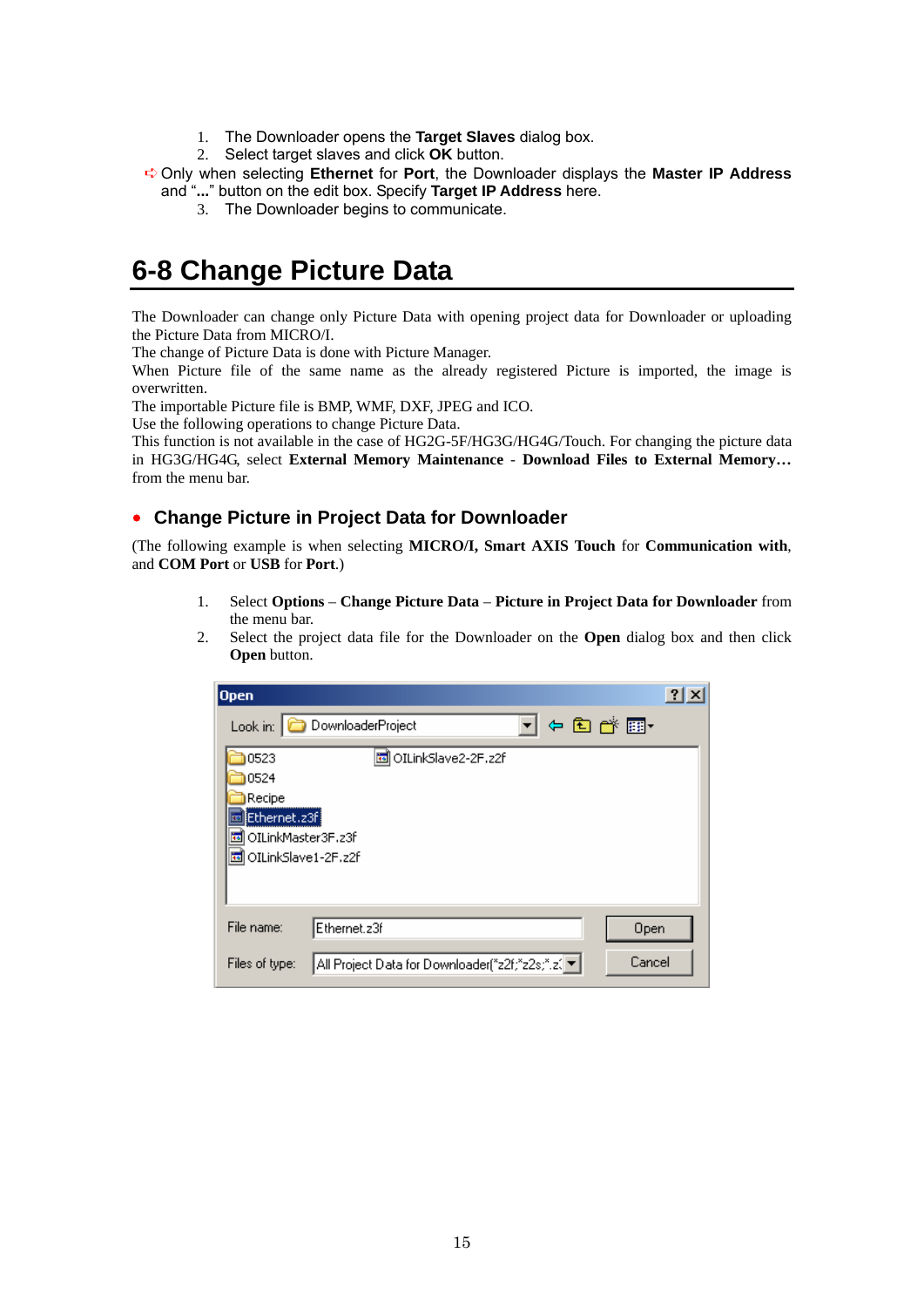1. The Downloader opens the **Target Slaves** dialog box.
2. Select target slaves and click **OK** button.

➪ Only when selecting **Ethernet** for **Port**, the Downloader displays the **Master IP Address** and "**...**" button on the edit box. Specify **Target IP Address** here.

3. The Downloader begins to communicate.

# 6-8 Change Picture Data

The Downloader can change only Picture Data with opening project data for Downloader or uploading the Picture Data from MICRO/I.
The change of Picture Data is done with Picture Manager.
When Picture file of the same name as the already registered Picture is imported, the image is overwritten.
The importable Picture file is BMP, WMF, DXF, JPEG and ICO.
Use the following operations to change Picture Data.
This function is not available in the case of HG2G-5F/HG3G/HG4G/Touch. For changing the picture data in HG3G/HG4G, select **External Memory Maintenance** - **Download Files to External Memory…** from the menu bar.

## • Change Picture in Project Data for Downloader

(The following example is when selecting **MICRO/I, Smart AXIS Touch** for **Communication with**, and **COM Port** or **USB** for **Port**.)

1. Select **Options** – **Change Picture Data** – **Picture in Project Data for Downloader** from the menu bar.
2. Select the project data file for the Downloader on the **Open** dialog box and then click **Open** button.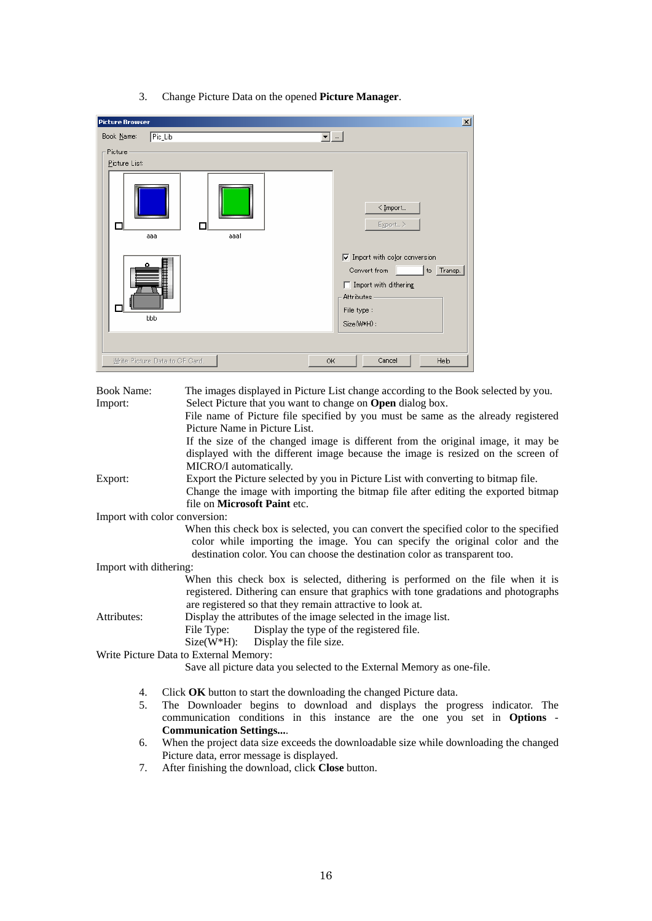3. Change Picture Data on the opened **Picture Manager**.

Book Name: The images displayed in Picture List change according to the Book selected by you.

Import: Select Picture that you want to change on **Open** dialog box.
File name of Picture file specified by you must be same as the already registered Picture Name in Picture List.
If the size of the changed image is different from the original image, it may be displayed with the different image because the image is resized on the screen of MICRO/I automatically.

Export: Export the Picture selected by you in Picture List with converting to bitmap file.
Change the image with importing the bitmap file after editing the exported bitmap file on **Microsoft Paint** etc.

Import with color conversion:
When this check box is selected, you can convert the specified color to the specified color while importing the image. You can specify the original color and the destination color. You can choose the destination color as transparent too.

Import with dithering:
When this check box is selected, dithering is performed on the file when it is registered. Dithering can ensure that graphics with tone gradations and photographs are registered so that they remain attractive to look at.

Attributes: Display the attributes of the image selected in the image list.
File Type: Display the type of the registered file.
Size(W*H): Display the file size.

Write Picture Data to External Memory:
Save all picture data you selected to the External Memory as one-file.

4. Click **OK** button to start the downloading the changed Picture data.
5. The Downloader begins to download and displays the progress indicator. The communication conditions in this instance are the one you set in **Options - Communication Settings...**.
6. When the project data size exceeds the downloadable size while downloading the changed Picture data, error message is displayed.
7. After finishing the download, click **Close** button.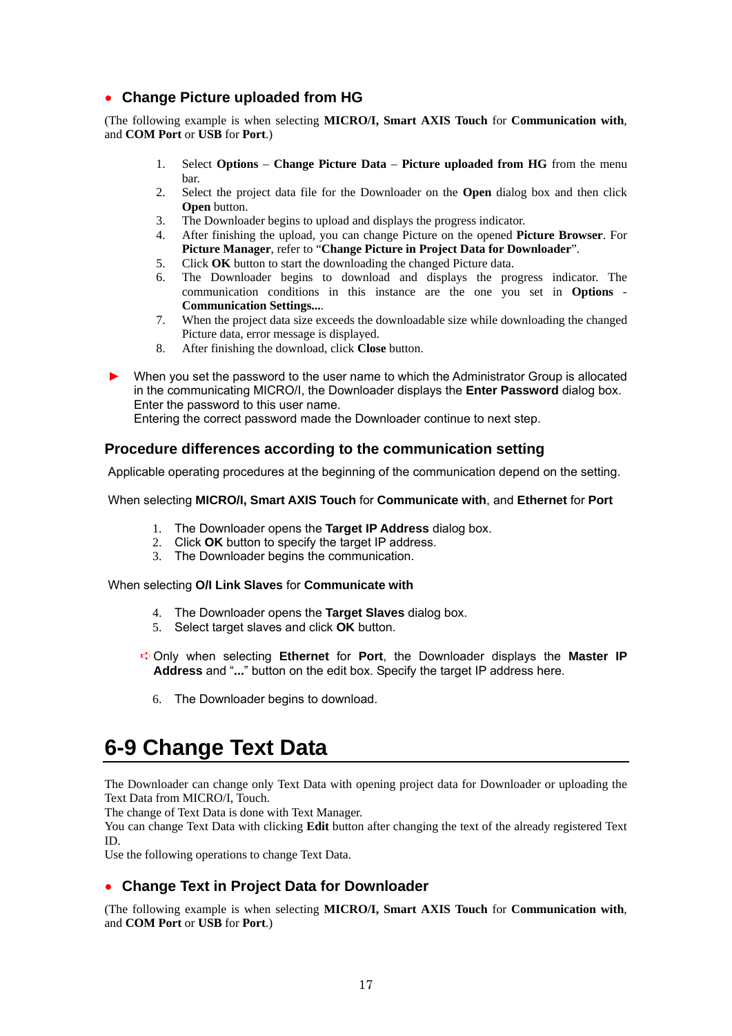- **Change Picture uploaded from HG**

(The following example is when selecting **MICRO/I, Smart AXIS Touch** for **Communication with**, and **COM Port** or **USB** for **Port**.)

1. Select **Options** – **Change Picture Data** – **Picture uploaded from HG** from the menu bar.
2. Select the project data file for the Downloader on the **Open** dialog box and then click **Open** button.
3. The Downloader begins to upload and displays the progress indicator.
4. After finishing the upload, you can change Picture on the opened **Picture Browser**. For **Picture Manager**, refer to "**Change Picture in Project Data for Downloader**".
5. Click **OK** button to start the downloading the changed Picture data.
6. The Downloader begins to download and displays the progress indicator. The communication conditions in this instance are the one you set in **Options** - **Communication Settings...**.
7. When the project data size exceeds the downloadable size while downloading the changed Picture data, error message is displayed.
8. After finishing the download, click **Close** button.

► When you set the password to the user name to which the Administrator Group is allocated in the communicating MICRO/I, the Downloader displays the **Enter Password** dialog box. Enter the password to this user name.
Entering the correct password made the Downloader continue to next step.

### Procedure differences according to the communication setting

Applicable operating procedures at the beginning of the communication depend on the setting.

When selecting **MICRO/I, Smart AXIS Touch** for **Communicate with**, and **Ethernet** for **Port**

1. The Downloader opens the **Target IP Address** dialog box.
2. Click **OK** button to specify the target IP address.
3. The Downloader begins the communication.

When selecting **O/I Link Slaves** for **Communicate with**

4. The Downloader opens the **Target Slaves** dialog box.
5. Select target slaves and click **OK** button.

➪ Only when selecting **Ethernet** for **Port**, the Downloader displays the **Master IP Address** and "**...**" button on the edit box. Specify the target IP address here.

6. The Downloader begins to download.

# 6-9 Change Text Data

The Downloader can change only Text Data with opening project data for Downloader or uploading the Text Data from MICRO/I, Touch.
The change of Text Data is done with Text Manager.
You can change Text Data with clicking **Edit** button after changing the text of the already registered Text ID.
Use the following operations to change Text Data.

- **Change Text in Project Data for Downloader**

(The following example is when selecting **MICRO/I, Smart AXIS Touch** for **Communication with**, and **COM Port** or **USB** for **Port**.)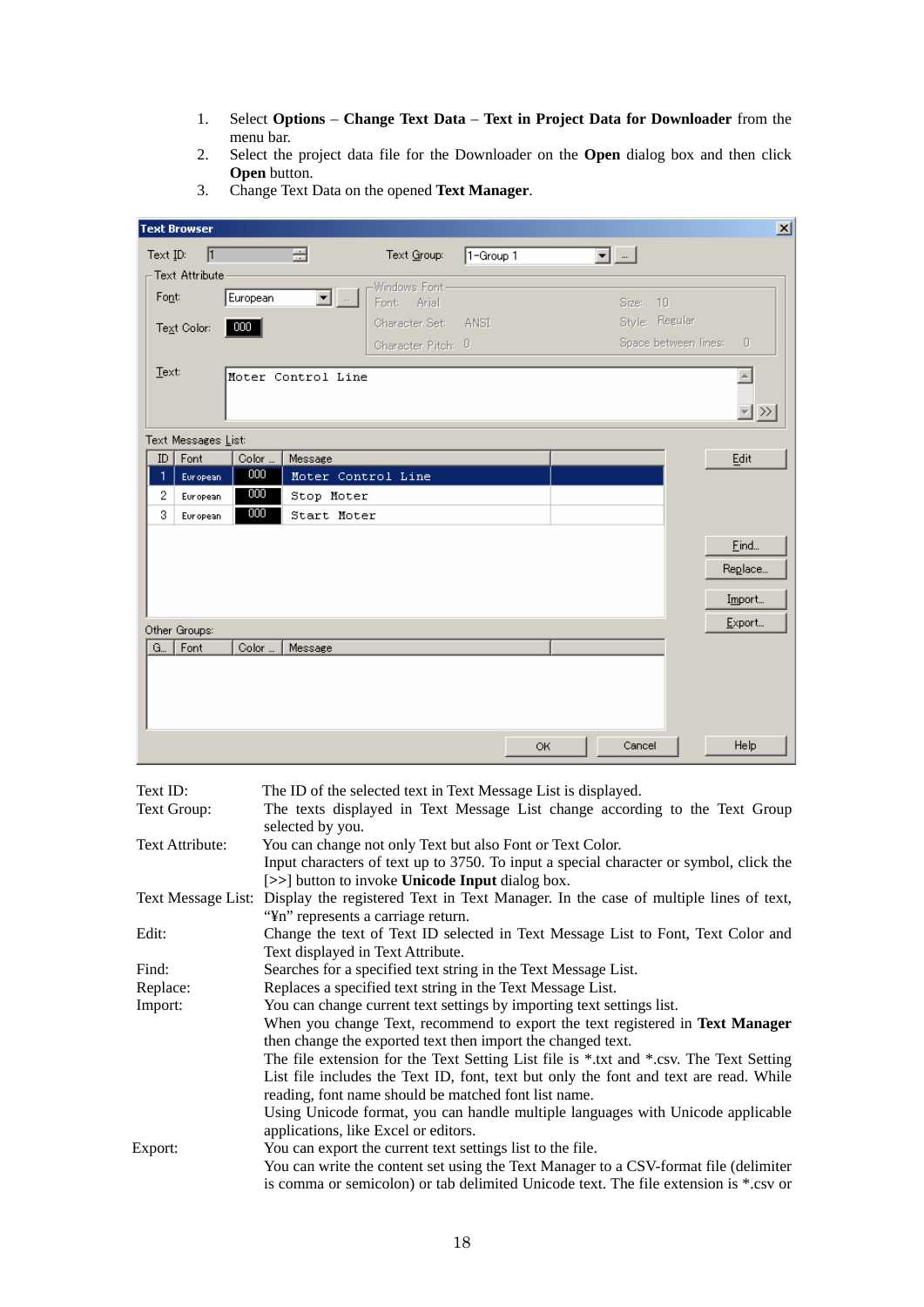1. Select **Options** – **Change Text Data** – **Text in Project Data for Downloader** from the menu bar.
2. Select the project data file for the Downloader on the **Open** dialog box and then click **Open** button.
3. Change Text Data on the opened **Text Manager**.

| | |
|---|---|
| Text ID: | The ID of the selected text in Text Message List is displayed. |
| Text Group: | The texts displayed in Text Message List change according to the Text Group selected by you. |
| Text Attribute: | You can change not only Text but also Font or Text Color.<br>Input characters of text up to 3750. To input a special character or symbol, click the [>>] button to invoke **Unicode Input** dialog box. |
| Text Message List: | Display the registered Text in Text Manager. In the case of multiple lines of text, "¥n" represents a carriage return. |
| Edit: | Change the text of Text ID selected in Text Message List to Font, Text Color and Text displayed in Text Attribute. |
| Find: | Searches for a specified text string in the Text Message List. |
| Replace: | Replaces a specified text string in the Text Message List. |
| Import: | You can change current text settings by importing text settings list.<br>When you change Text, recommend to export the text registered in **Text Manager** then change the exported text then import the changed text.<br>The file extension for the Text Setting List file is *.txt and *.csv. The Text Setting List file includes the Text ID, font, text but only the font and text are read. While reading, font name should be matched font list name.<br>Using Unicode format, you can handle multiple languages with Unicode applicable applications, like Excel or editors. |
| Export: | You can export the current text settings list to the file.<br>You can write the content set using the Text Manager to a CSV-format file (delimiter is comma or semicolon) or tab delimited Unicode text. The file extension is *.csv or |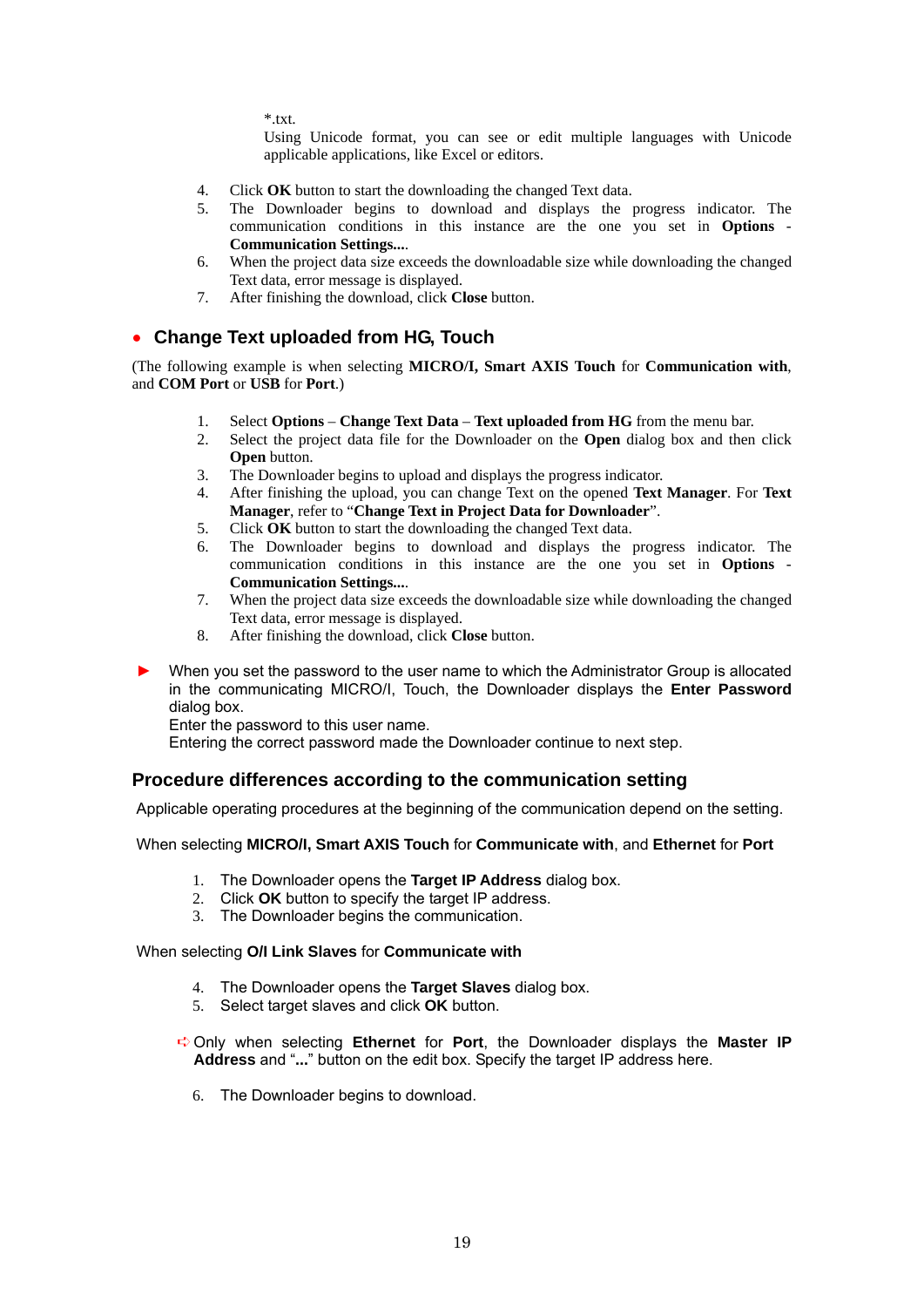*.txt.
Using Unicode format, you can see or edit multiple languages with Unicode applicable applications, like Excel or editors.

4. Click **OK** button to start the downloading the changed Text data.
5. The Downloader begins to download and displays the progress indicator. The communication conditions in this instance are the one you set in **Options** - **Communication Settings...**.
6. When the project data size exceeds the downloadable size while downloading the changed Text data, error message is displayed.
7. After finishing the download, click **Close** button.

## • Change Text uploaded from HG, Touch

(The following example is when selecting **MICRO/I, Smart AXIS Touch** for **Communication with**, and **COM Port** or **USB** for **Port**.)

1. Select **Options** – **Change Text Data** – **Text uploaded from HG** from the menu bar.
2. Select the project data file for the Downloader on the **Open** dialog box and then click **Open** button.
3. The Downloader begins to upload and displays the progress indicator.
4. After finishing the upload, you can change Text on the opened **Text Manager**. For **Text Manager**, refer to "**Change Text in Project Data for Downloader**".
5. Click **OK** button to start the downloading the changed Text data.
6. The Downloader begins to download and displays the progress indicator. The communication conditions in this instance are the one you set in **Options** - **Communication Settings...**.
7. When the project data size exceeds the downloadable size while downloading the changed Text data, error message is displayed.
8. After finishing the download, click **Close** button.

► When you set the password to the user name to which the Administrator Group is allocated in the communicating MICRO/I, Touch, the Downloader displays the **Enter Password** dialog box.
Enter the password to this user name.
Entering the correct password made the Downloader continue to next step.

## Procedure differences according to the communication setting

Applicable operating procedures at the beginning of the communication depend on the setting.

When selecting **MICRO/I, Smart AXIS Touch** for **Communicate with**, and **Ethernet** for **Port**

1. The Downloader opens the **Target IP Address** dialog box.
2. Click **OK** button to specify the target IP address.
3. The Downloader begins the communication.

When selecting **O/I Link Slaves** for **Communicate with**

4. The Downloader opens the **Target Slaves** dialog box.
5. Select target slaves and click **OK** button.

➪ Only when selecting **Ethernet** for **Port**, the Downloader displays the **Master IP Address** and "**...**" button on the edit box. Specify the target IP address here.

6. The Downloader begins to download.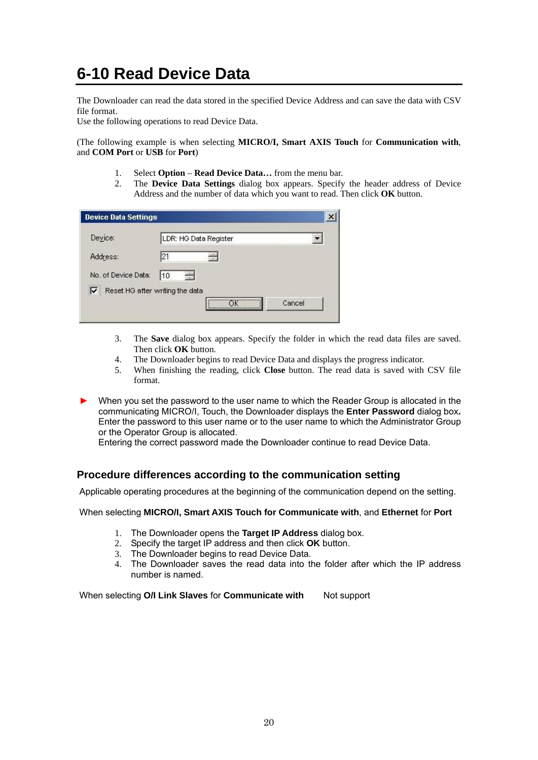# 6-10 Read Device Data

The Downloader can read the data stored in the specified Device Address and can save the data with CSV file format.
Use the following operations to read Device Data.

(The following example is when selecting **MICRO/I, Smart AXIS Touch** for **Communication with**, and **COM Port** or **USB** for **Port**)

1. Select **Option** – **Read Device Data…** from the menu bar.
2. The **Device Data Settings** dialog box appears. Specify the header address of Device Address and the number of data which you want to read. Then click **OK** button.

Device Data Settings

Device: LDR: HG Data Register

Address: 21

No. of Device Data: 10

☑ Reset HG after writing the data

OK Cancel

3. The **Save** dialog box appears. Specify the folder in which the read data files are saved. Then click **OK** button.
4. The Downloader begins to read Device Data and displays the progress indicator.
5. When finishing the reading, click **Close** button. The read data is saved with CSV file format.

► When you set the password to the user name to which the Reader Group is allocated in the communicating MICRO/I, Touch, the Downloader displays the **Enter Password** dialog box**.** Enter the password to this user name or to the user name to which the Administrator Group or the Operator Group is allocated.
Entering the correct password made the Downloader continue to read Device Data.

## Procedure differences according to the communication setting

Applicable operating procedures at the beginning of the communication depend on the setting.

When selecting **MICRO/I, Smart AXIS Touch for Communicate with**, and **Ethernet** for **Port**

1. The Downloader opens the **Target IP Address** dialog box.
2. Specify the target IP address and then click **OK** button.
3. The Downloader begins to read Device Data.
4. The Downloader saves the read data into the folder after which the IP address number is named.

When selecting **O/I Link Slaves** for **Communicate with** Not support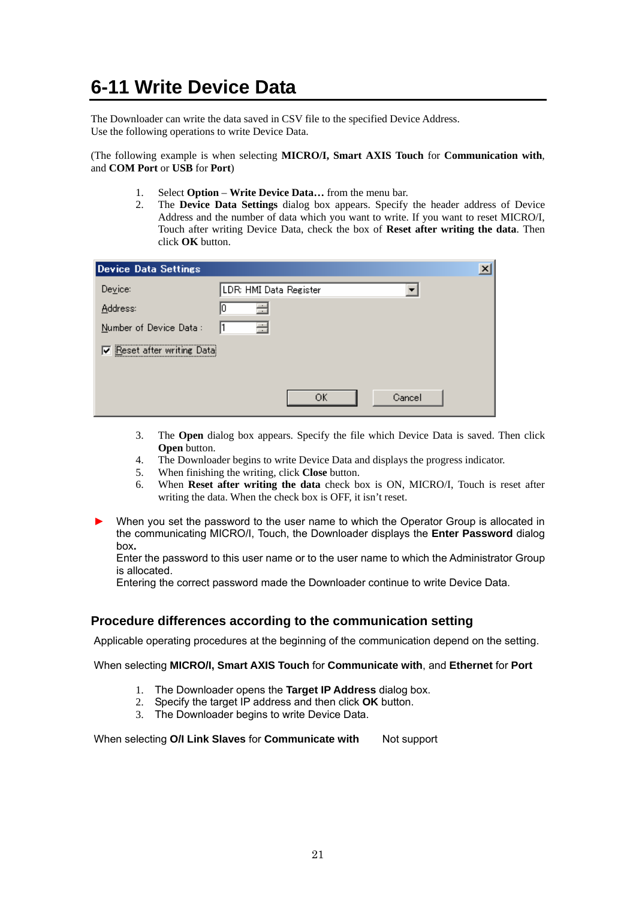# 6-11 Write Device Data

The Downloader can write the data saved in CSV file to the specified Device Address.
Use the following operations to write Device Data.

(The following example is when selecting **MICRO/I, Smart AXIS Touch** for **Communication with**, and **COM Port** or **USB** for **Port**)

1. Select **Option** – **Write Device Data…** from the menu bar.
2. The **Device Data Settings** dialog box appears. Specify the header address of Device Address and the number of data which you want to write. If you want to reset MICRO/I, Touch after writing Device Data, check the box of **Reset after writing the data**. Then click **OK** button.

Device Data Settings

Device: LDR: HMI Data Register
Address: 0
Number of Device Data : 1
☑ Reset after writing Data

OK    Cancel

3. The **Open** dialog box appears. Specify the file which Device Data is saved. Then click **Open** button.
4. The Downloader begins to write Device Data and displays the progress indicator.
5. When finishing the writing, click **Close** button.
6. When **Reset after writing the data** check box is ON, MICRO/I, Touch is reset after writing the data. When the check box is OFF, it isn't reset.

► When you set the password to the user name to which the Operator Group is allocated in the communicating MICRO/I, Touch, the Downloader displays the **Enter Password** dialog box.
Enter the password to this user name or to the user name to which the Administrator Group is allocated.
Entering the correct password made the Downloader continue to write Device Data.

## Procedure differences according to the communication setting

Applicable operating procedures at the beginning of the communication depend on the setting.

When selecting **MICRO/I, Smart AXIS Touch** for **Communicate with**, and **Ethernet** for **Port**

1. The Downloader opens the **Target IP Address** dialog box.
2. Specify the target IP address and then click **OK** button.
3. The Downloader begins to write Device Data.

When selecting **O/I Link Slaves** for **Communicate with**    Not support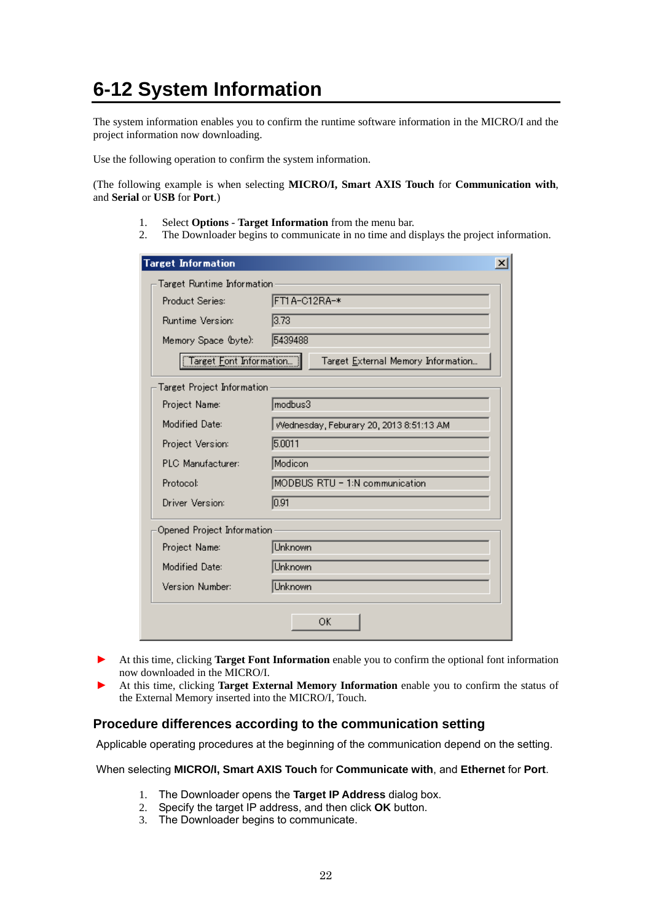# 6-12 System Information

The system information enables you to confirm the runtime software information in the MICRO/I and the project information now downloading.

Use the following operation to confirm the system information.

(The following example is when selecting **MICRO/I, Smart AXIS Touch** for **Communication with**, and **Serial** or **USB** for **Port**.)

1. Select **Options** - **Target Information** from the menu bar.
2. The Downloader begins to communicate in no time and displays the project information.

**Target Information**

Target Runtime Information

| | |
|---|---|
| Product Series: | FT1A-C12RA-* |
| Runtime Version: | 3.73 |
| Memory Space (byte): | 5439488 |

[Target Font Information...] [Target External Memory Information...]

Target Project Information

| | |
|---|---|
| Project Name: | modbus3 |
| Modified Date: | Wednesday, Feburary 20, 2013 8:51:13 AM |
| Project Version: | 5.0011 |
| PLC Manufacturer: | Modicon |
| Protocol: | MODBUS RTU - 1:N communication |
| Driver Version: | 0.91 |

Opened Project Information

| | |
|---|---|
| Project Name: | Unknown |
| Modified Date: | Unknown |
| Version Number: | Unknown |

[OK]

- At this time, clicking **Target Font Information** enable you to confirm the optional font information now downloaded in the MICRO/I.
- At this time, clicking **Target External Memory Information** enable you to confirm the status of the External Memory inserted into the MICRO/I, Touch.

### Procedure differences according to the communication setting

Applicable operating procedures at the beginning of the communication depend on the setting.

When selecting **MICRO/I, Smart AXIS Touch** for **Communicate with**, and **Ethernet** for **Port**.

1. The Downloader opens the **Target IP Address** dialog box.
2. Specify the target IP address, and then click **OK** button.
3. The Downloader begins to communicate.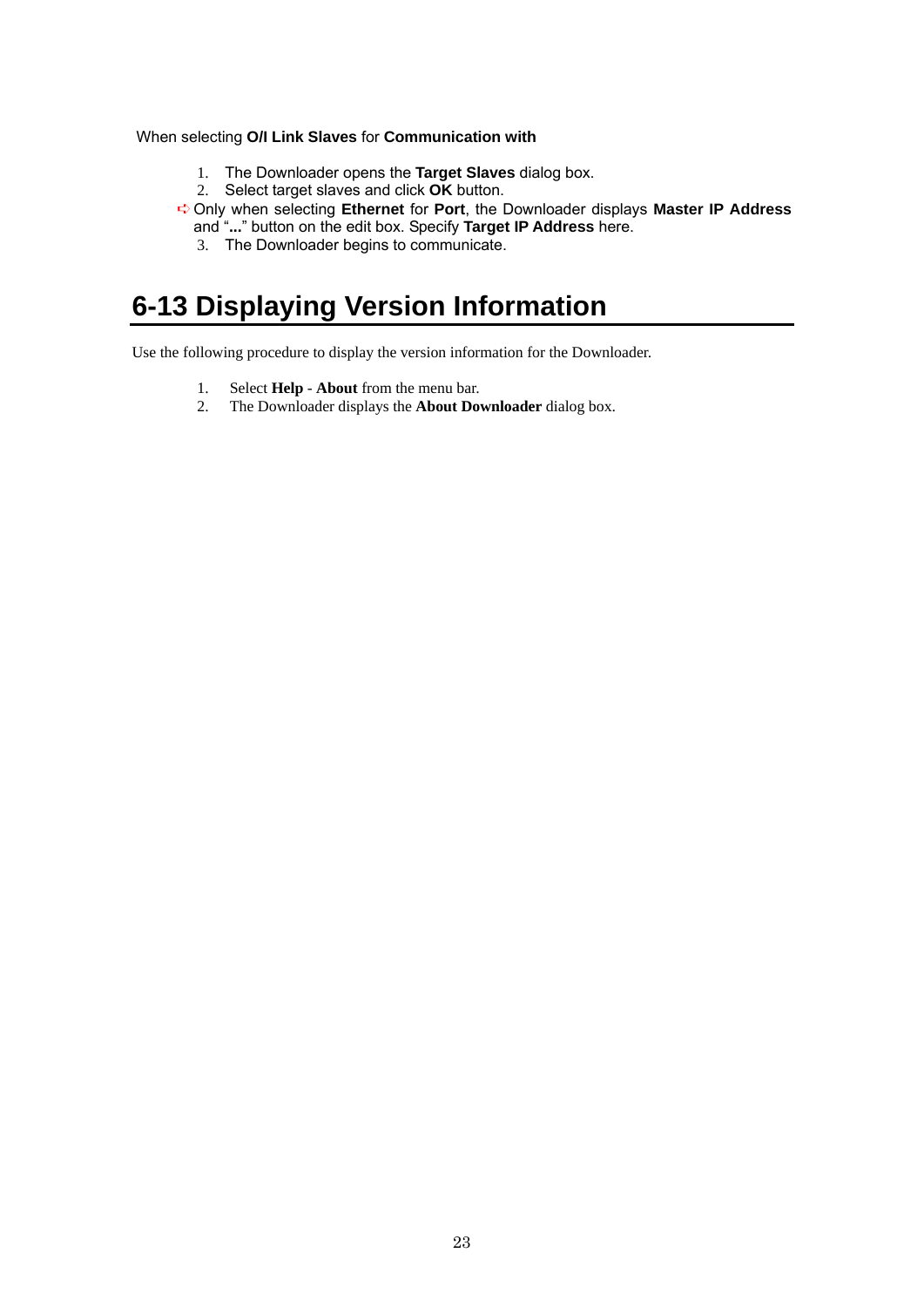When selecting **O/I Link Slaves** for **Communication with**

1. The Downloader opens the **Target Slaves** dialog box.
2. Select target slaves and click **OK** button.

➪ Only when selecting **Ethernet** for **Port**, the Downloader displays **Master IP Address** and "**...**" button on the edit box. Specify **Target IP Address** here.

3. The Downloader begins to communicate.

## 6-13 Displaying Version Information

Use the following procedure to display the version information for the Downloader.

1. Select **Help** - **About** from the menu bar.
2. The Downloader displays the **About Downloader** dialog box.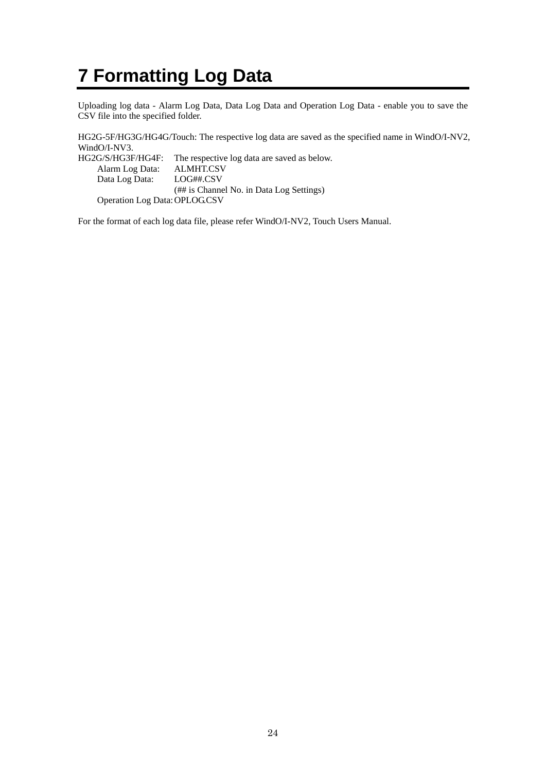# 7 Formatting Log Data

Uploading log data - Alarm Log Data, Data Log Data and Operation Log Data - enable you to save the CSV file into the specified folder.

HG2G-5F/HG3G/HG4G/Touch: The respective log data are saved as the specified name in WindO/I-NV2, WindO/I-NV3.

HG2G/S/HG3F/HG4F: The respective log data are saved as below.

- Alarm Log Data: ALMHT.CSV
- Data Log Data: LOG##.CSV
  (## is Channel No. in Data Log Settings)
- Operation Log Data: OPLOG.CSV

For the format of each log data file, please refer WindO/I-NV2, Touch Users Manual.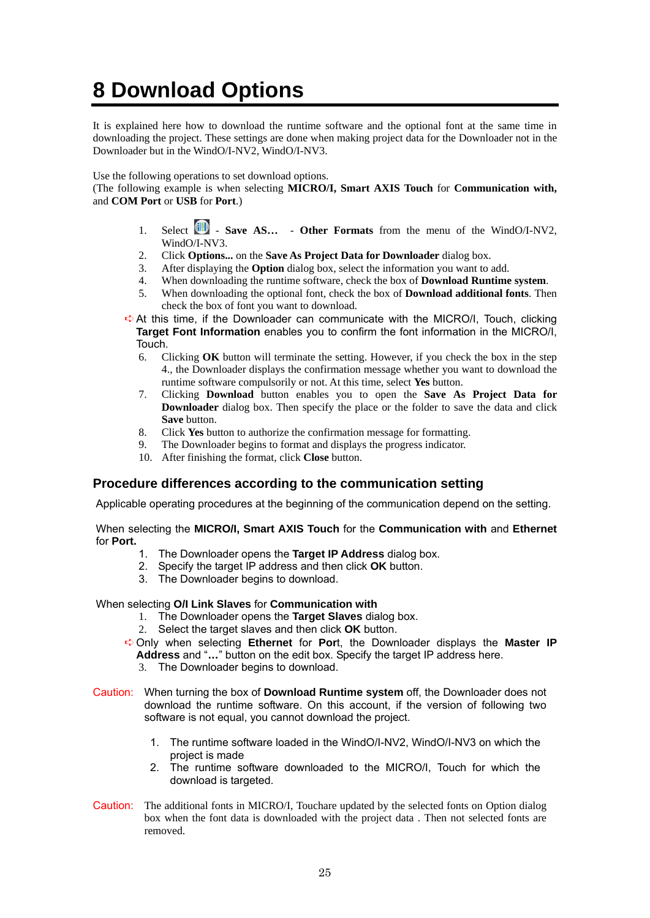# 8 Download Options

It is explained here how to download the runtime software and the optional font at the same time in downloading the project. These settings are done when making project data for the Downloader not in the Downloader but in the WindO/I-NV2, WindO/I-NV3.

Use the following operations to set download options.
(The following example is when selecting **MICRO/I, Smart AXIS Touch** for **Communication with,** and **COM Port** or **USB** for **Port**.)

1. Select - **Save AS…** - **Other Formats** from the menu of the WindO/I-NV2, WindO/I-NV3.
2. Click **Options...** on the **Save As Project Data for Downloader** dialog box.
3. After displaying the **Option** dialog box, select the information you want to add.
4. When downloading the runtime software, check the box of **Download Runtime system**.
5. When downloading the optional font, check the box of **Download additional fonts**. Then check the box of font you want to download.

➪ At this time, if the Downloader can communicate with the MICRO/I, Touch, clicking **Target Font Information** enables you to confirm the font information in the MICRO/I, Touch.

6. Clicking **OK** button will terminate the setting. However, if you check the box in the step 4., the Downloader displays the confirmation message whether you want to download the runtime software compulsorily or not. At this time, select **Yes** button.
7. Clicking **Download** button enables you to open the **Save As Project Data for Downloader** dialog box. Then specify the place or the folder to save the data and click **Save** button.
8. Click **Yes** button to authorize the confirmation message for formatting.
9. The Downloader begins to format and displays the progress indicator.
10. After finishing the format, click **Close** button.

## Procedure differences according to the communication setting

Applicable operating procedures at the beginning of the communication depend on the setting.

When selecting the **MICRO/I, Smart AXIS Touch** for the **Communication with** and **Ethernet** for **Port.**

1. The Downloader opens the **Target IP Address** dialog box.
2. Specify the target IP address and then click **OK** button.
3. The Downloader begins to download.

When selecting **O/I Link Slaves** for **Communication with**

1. The Downloader opens the **Target Slaves** dialog box.
2. Select the target slaves and then click **OK** button.

➪ Only when selecting **Ethernet** for **Port**, the Downloader displays the **Master IP Address** and "**…**" button on the edit box. Specify the target IP address here.

3. The Downloader begins to download.

Caution: When turning the box of **Download Runtime system** off, the Downloader does not download the runtime software. On this account, if the version of following two software is not equal, you cannot download the project.

1. The runtime software loaded in the WindO/I-NV2, WindO/I-NV3 on which the project is made
2. The runtime software downloaded to the MICRO/I, Touch for which the download is targeted.

Caution: The additional fonts in MICRO/I, Touchare updated by the selected fonts on Option dialog box when the font data is downloaded with the project data . Then not selected fonts are removed.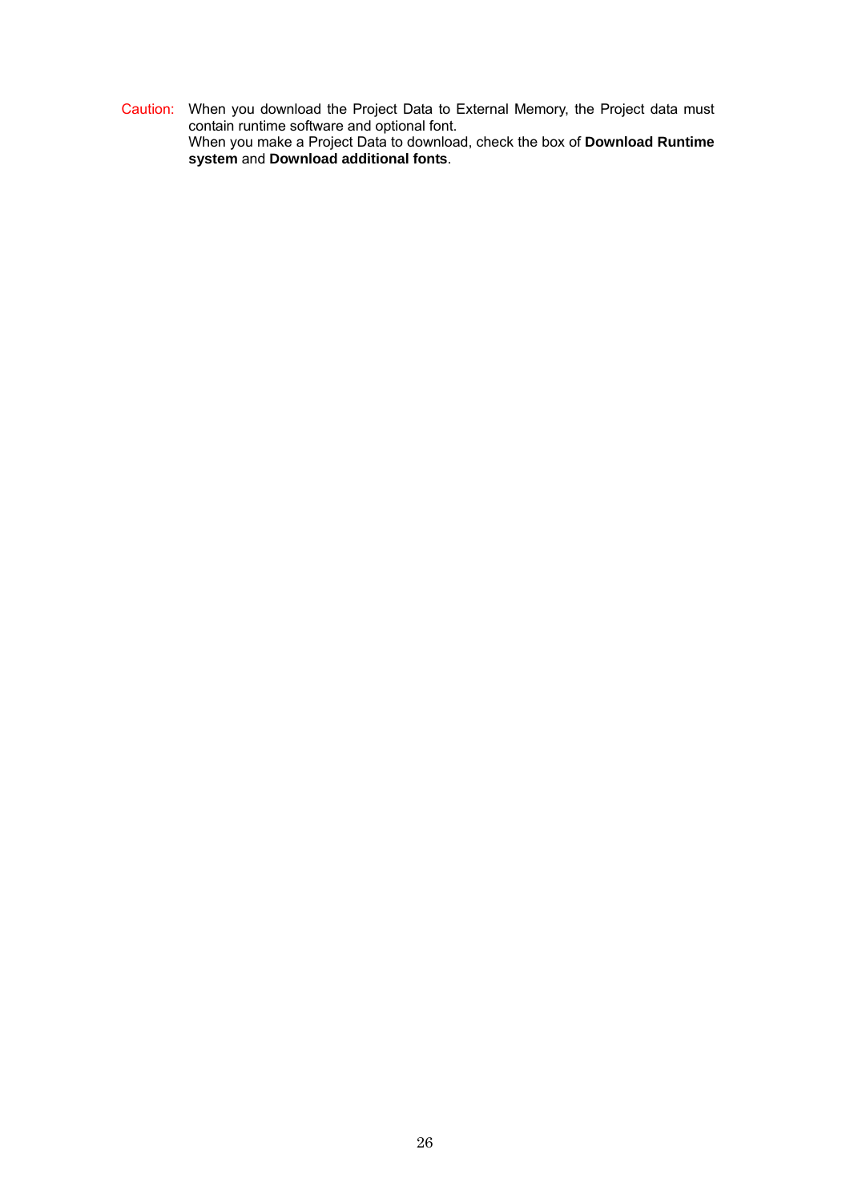Caution: When you download the Project Data to External Memory, the Project data must contain runtime software and optional font.
When you make a Project Data to download, check the box of **Download Runtime system** and **Download additional fonts**.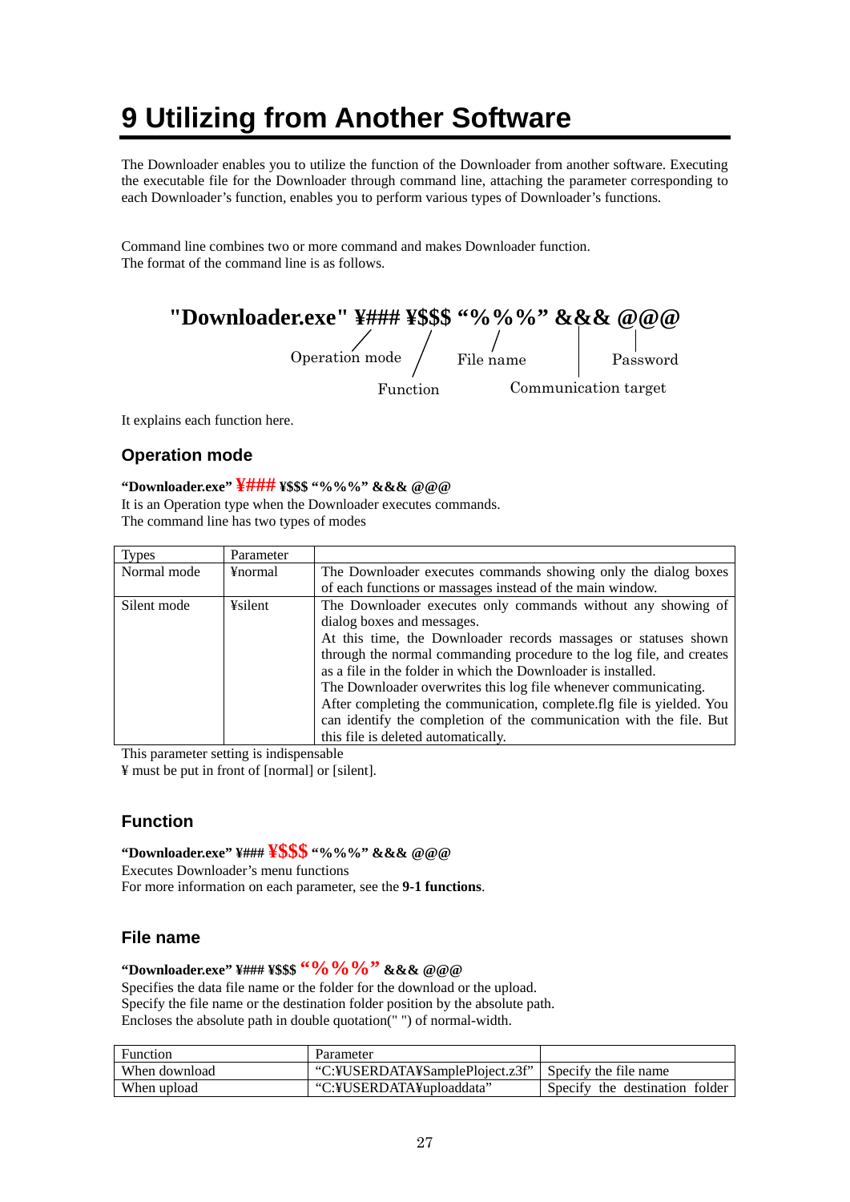# 9 Utilizing from Another Software

The Downloader enables you to utilize the function of the Downloader from another software. Executing the executable file for the Downloader through command line, attaching the parameter corresponding to each Downloader's function, enables you to perform various types of Downloader's functions.

Command line combines two or more command and makes Downloader function.
The format of the command line is as follows.

**"Downloader.exe" ¥### ¥$$$ "%%%" &&& @@@**

Operation mode / Function / File name / Communication target / Password

It explains each function here.

## Operation mode

**"Downloader.exe" ¥### ¥$$$ "%%%" &&& @@@**

It is an Operation type when the Downloader executes commands.
The command line has two types of modes

| Types | Parameter | |
|---|---|---|
| Normal mode | ¥normal | The Downloader executes commands showing only the dialog boxes of each functions or massages instead of the main window. |
| Silent mode | ¥silent | The Downloader executes only commands without any showing of dialog boxes and messages.<br>At this time, the Downloader records massages or statuses shown through the normal commanding procedure to the log file, and creates as a file in the folder in which the Downloader is installed.<br>The Downloader overwrites this log file whenever communicating.<br>After completing the communication, complete.flg file is yielded. You can identify the completion of the communication with the file. But this file is deleted automatically. |

This parameter setting is indispensable
¥ must be put in front of [normal] or [silent].

## Function

**"Downloader.exe" ¥### ¥$$$ "%%%" &&& @@@**

Executes Downloader's menu functions
For more information on each parameter, see the **9-1 functions**.

## File name

**"Downloader.exe" ¥### ¥$$$ "%%%" &&& @@@**

Specifies the data file name or the folder for the download or the upload.
Specify the file name or the destination folder position by the absolute path.
Encloses the absolute path in double quotation(" ") of normal-width.

| Function | Parameter | |
|---|---|---|
| When download | "C:¥USERDATA¥SamplePloject.z3f" | Specify the file name |
| When upload | "C:¥USERDATA¥uploaddata" | Specify the destination folder |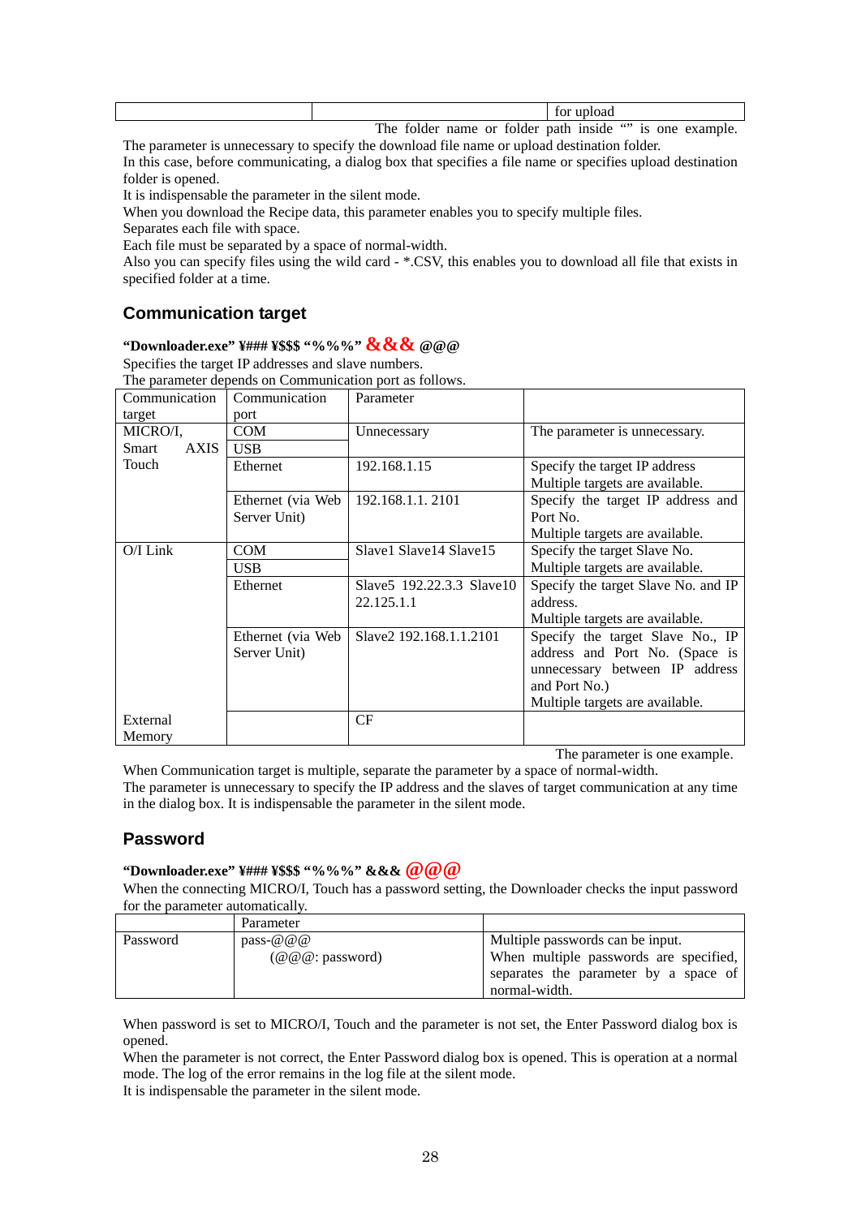| | | for upload |
|---|---|---|

The folder name or folder path inside "" is one example.

The parameter is unnecessary to specify the download file name or upload destination folder.
In this case, before communicating, a dialog box that specifies a file name or specifies upload destination folder is opened.
It is indispensable the parameter in the silent mode.
When you download the Recipe data, this parameter enables you to specify multiple files.
Separates each file with space.
Each file must be separated by a space of normal-width.
Also you can specify files using the wild card - *.CSV, this enables you to download all file that exists in specified folder at a time.

## Communication target

**"Downloader.exe" ¥### ¥$$$ "%%%" &&& @@@**

Specifies the target IP addresses and slave numbers.
The parameter depends on Communication port as follows.

| Communication target | Communication port | Parameter | |
|---|---|---|---|
| MICRO/I, Smart AXIS Touch | COM<br>USB | Unnecessary | The parameter is unnecessary. |
| | Ethernet | 192.168.1.15 | Specify the target IP address<br>Multiple targets are available. |
| | Ethernet (via Web Server Unit) | 192.168.1.1. 2101 | Specify the target IP address and Port No.<br>Multiple targets are available. |
| O/I Link | COM<br>USB | Slave1 Slave14 Slave15 | Specify the target Slave No.<br>Multiple targets are available. |
| | Ethernet | Slave5 192.22.3.3 Slave10 22.125.1.1 | Specify the target Slave No. and IP address.<br>Multiple targets are available. |
| | Ethernet (via Web Server Unit) | Slave2 192.168.1.1.2101 | Specify the target Slave No., IP address and Port No. (Space is unnecessary between IP address and Port No.)<br>Multiple targets are available. |
| External Memory | | CF | |

The parameter is one example.

When Communication target is multiple, separate the parameter by a space of normal-width.
The parameter is unnecessary to specify the IP address and the slaves of target communication at any time in the dialog box. It is indispensable the parameter in the silent mode.

## Password

**"Downloader.exe" ¥### ¥$$$ "%%%" &&& @@@**

When the connecting MICRO/I, Touch has a password setting, the Downloader checks the input password for the parameter automatically.

| | Parameter | |
|---|---|---|
| Password | pass-@@@<br>(@@@: password) | Multiple passwords can be input.<br>When multiple passwords are specified, separates the parameter by a space of normal-width. |

When password is set to MICRO/I, Touch and the parameter is not set, the Enter Password dialog box is opened.
When the parameter is not correct, the Enter Password dialog box is opened. This is operation at a normal mode. The log of the error remains in the log file at the silent mode.
It is indispensable the parameter in the silent mode.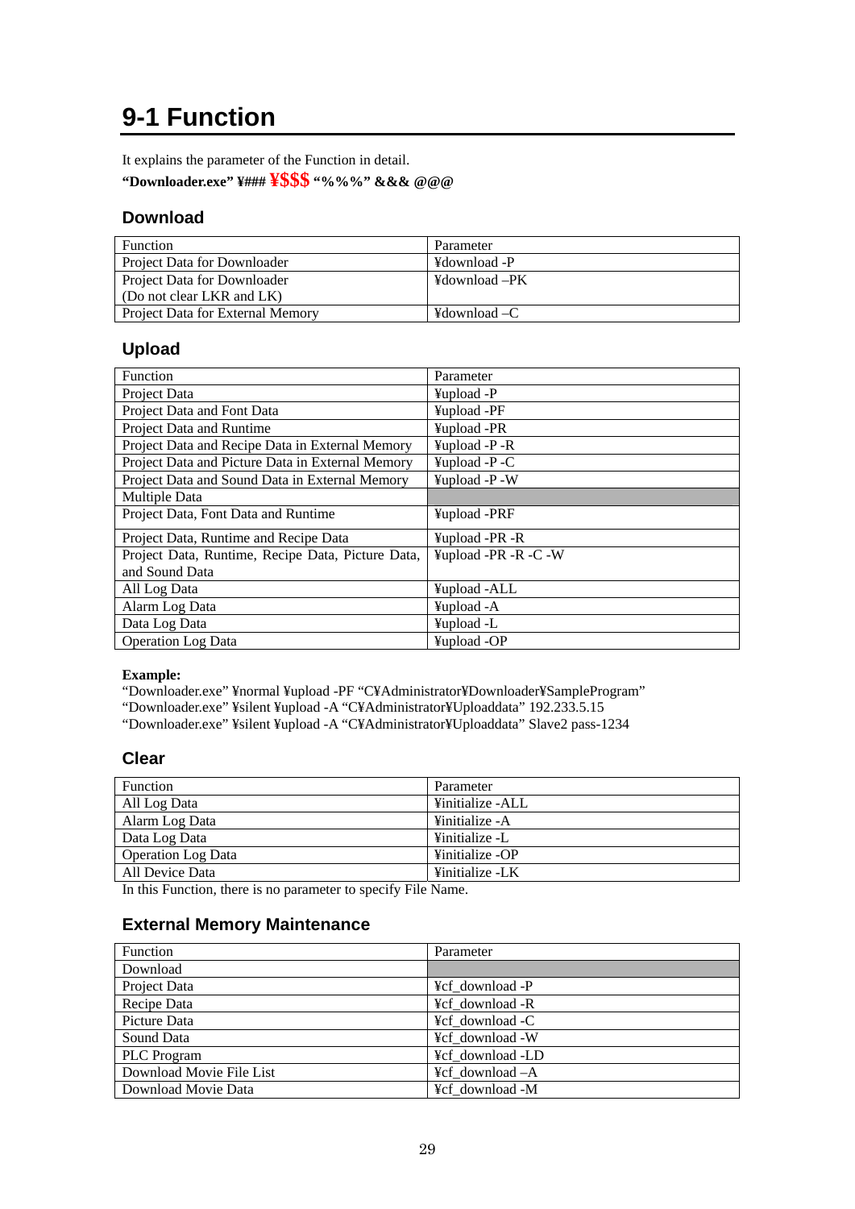# 9-1 Function

It explains the parameter of the Function in detail.

**"Downloader.exe" ¥### ¥$$$ "%%%" &&& @@@**

## Download

| Function | Parameter |
|---|---|
| Project Data for Downloader | ¥download -P |
| Project Data for Downloader (Do not clear LKR and LK) | ¥download –PK |
| Project Data for External Memory | ¥download –C |

## Upload

| Function | Parameter |
|---|---|
| Project Data | ¥upload -P |
| Project Data and Font Data | ¥upload -PF |
| Project Data and Runtime | ¥upload -PR |
| Project Data and Recipe Data in External Memory | ¥upload -P -R |
| Project Data and Picture Data in External Memory | ¥upload -P -C |
| Project Data and Sound Data in External Memory | ¥upload -P -W |
| Multiple Data | |
| Project Data, Font Data and Runtime | ¥upload -PRF |
| Project Data, Runtime and Recipe Data | ¥upload -PR -R |
| Project Data, Runtime, Recipe Data, Picture Data, and Sound Data | ¥upload -PR -R -C -W |
| All Log Data | ¥upload -ALL |
| Alarm Log Data | ¥upload -A |
| Data Log Data | ¥upload -L |
| Operation Log Data | ¥upload -OP |

**Example:**

"Downloader.exe" ¥normal ¥upload -PF "C¥Administrator¥Downloader¥SampleProgram"
"Downloader.exe" ¥silent ¥upload -A "C¥Administrator¥Uploaddata" 192.233.5.15
"Downloader.exe" ¥silent ¥upload -A "C¥Administrator¥Uploaddata" Slave2 pass-1234

## Clear

| Function | Parameter |
|---|---|
| All Log Data | ¥initialize -ALL |
| Alarm Log Data | ¥initialize -A |
| Data Log Data | ¥initialize -L |
| Operation Log Data | ¥initialize -OP |
| All Device Data | ¥initialize -LK |

In this Function, there is no parameter to specify File Name.

## External Memory Maintenance

| Function | Parameter |
|---|---|
| Download | |
| Project Data | ¥cf_download -P |
| Recipe Data | ¥cf_download -R |
| Picture Data | ¥cf_download -C |
| Sound Data | ¥cf_download -W |
| PLC Program | ¥cf_download -LD |
| Download Movie File List | ¥cf_download –A |
| Download Movie Data | ¥cf_download -M |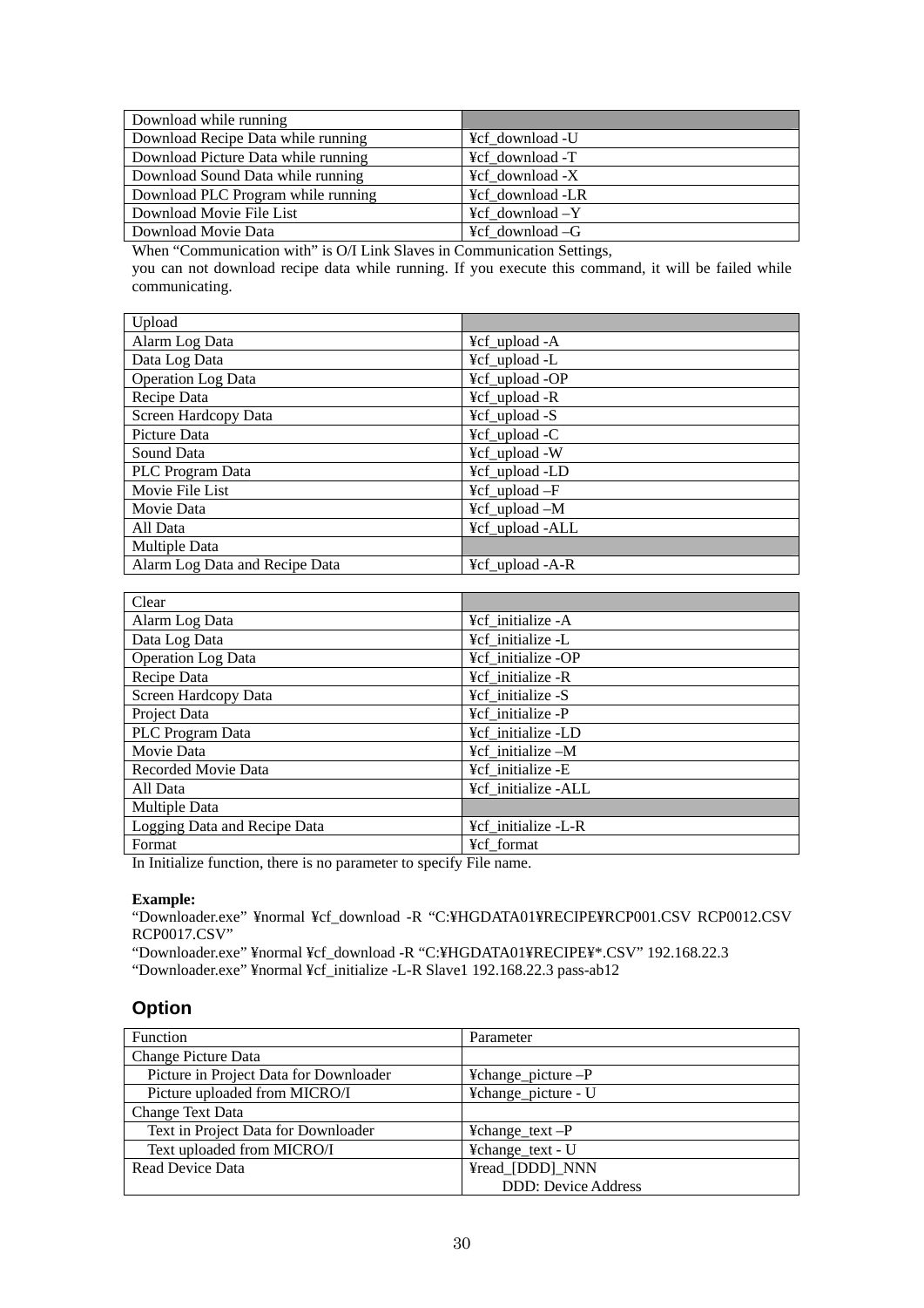| Download while running | |
|---|---|
| Download Recipe Data while running | ¥cf_download -U |
| Download Picture Data while running | ¥cf_download -T |
| Download Sound Data while running | ¥cf_download -X |
| Download PLC Program while running | ¥cf_download -LR |
| Download Movie File List | ¥cf_download –Y |
| Download Movie Data | ¥cf_download –G |

When “Communication with” is O/I Link Slaves in Communication Settings,
you can not download recipe data while running. If you execute this command, it will be failed while communicating.

| Upload | |
|---|---|
| Alarm Log Data | ¥cf_upload -A |
| Data Log Data | ¥cf_upload -L |
| Operation Log Data | ¥cf_upload -OP |
| Recipe Data | ¥cf_upload -R |
| Screen Hardcopy Data | ¥cf_upload -S |
| Picture Data | ¥cf_upload -C |
| Sound Data | ¥cf_upload -W |
| PLC Program Data | ¥cf_upload -LD |
| Movie File List | ¥cf_upload –F |
| Movie Data | ¥cf_upload –M |
| All Data | ¥cf_upload -ALL |
| Multiple Data | |
| Alarm Log Data and Recipe Data | ¥cf_upload -A-R |

| Clear | |
|---|---|
| Alarm Log Data | ¥cf_initialize -A |
| Data Log Data | ¥cf_initialize -L |
| Operation Log Data | ¥cf_initialize -OP |
| Recipe Data | ¥cf_initialize -R |
| Screen Hardcopy Data | ¥cf_initialize -S |
| Project Data | ¥cf_initialize -P |
| PLC Program Data | ¥cf_initialize -LD |
| Movie Data | ¥cf_initialize –M |
| Recorded Movie Data | ¥cf_initialize -E |
| All Data | ¥cf_initialize -ALL |
| Multiple Data | |
| Logging Data and Recipe Data | ¥cf_initialize -L-R |
| Format | ¥cf_format |

In Initialize function, there is no parameter to specify File name.

**Example:**

“Downloader.exe” ¥normal ¥cf_download -R “C:¥HGDATA01¥RECIPE¥RCP001.CSV RCP0012.CSV RCP0017.CSV”

“Downloader.exe” ¥normal ¥cf_download -R “C:¥HGDATA01¥RECIPE¥*.CSV” 192.168.22.3

“Downloader.exe” ¥normal ¥cf_initialize -L-R Slave1 192.168.22.3 pass-ab12

## Option

| Function | Parameter |
|---|---|
| Change Picture Data | |
| Picture in Project Data for Downloader | ¥change_picture –P |
| Picture uploaded from MICRO/I | ¥change_picture - U |
| Change Text Data | |
| Text in Project Data for Downloader | ¥change_text –P |
| Text uploaded from MICRO/I | ¥change_text - U |
| Read Device Data | ¥read_[DDD]_NNN<br>DDD: Device Address |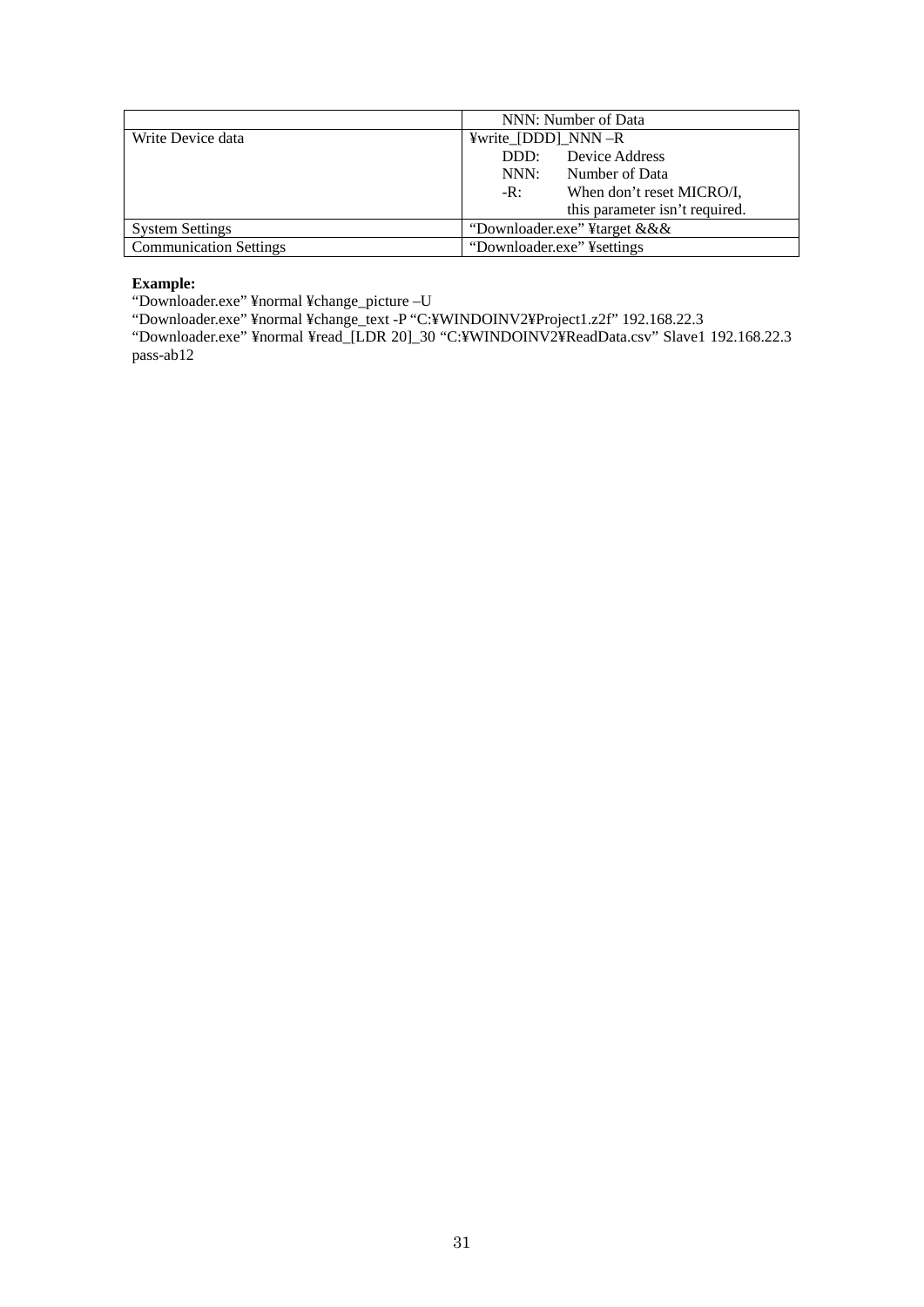| | |
|---|---|
| | NNN: Number of Data |
| Write Device data | ¥write_[DDD]_NNN –R<br>DDD: Device Address<br>NNN: Number of Data<br>-R: When don’t reset MICRO/I, this parameter isn’t required. |
| System Settings | “Downloader.exe” ¥target &&& |
| Communication Settings | “Downloader.exe” ¥settings |

**Example:**

“Downloader.exe” ¥normal ¥change_picture –U
“Downloader.exe” ¥normal ¥change_text -P “C:¥WINDOINV2¥Project1.z2f” 192.168.22.3
“Downloader.exe” ¥normal ¥read_[LDR 20]_30 “C:¥WINDOINV2¥ReadData.csv” Slave1 192.168.22.3 pass-ab12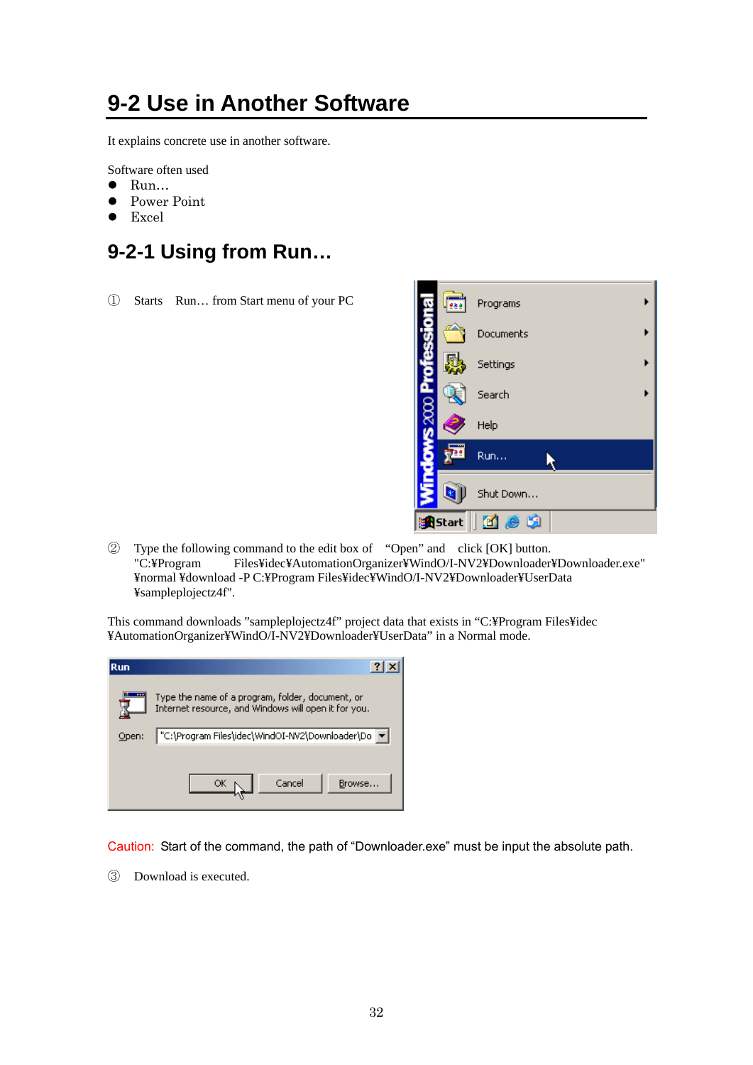# 9-2 Use in Another Software

It explains concrete use in another software.

Software often used

- Run…
- Power Point
- Excel

## 9-2-1 Using from Run…

① Starts Run… from Start menu of your PC

② Type the following command to the edit box of "Open" and click [OK] button.
"C:¥Program Files¥idec¥AutomationOrganizer¥WindO/I-NV2¥Downloader¥Downloader.exe" ¥normal ¥download -P C:¥Program Files¥idec¥WindO/I-NV2¥Downloader¥UserData ¥samplelojectz4f".

This command downloads "samplelojectz4f" project data that exists in "C:¥Program Files¥idec ¥AutomationOrganizer¥WindO/I-NV2¥Downloader¥UserData" in a Normal mode.

Caution: Start of the command, the path of "Downloader.exe" must be input the absolute path.

③ Download is executed.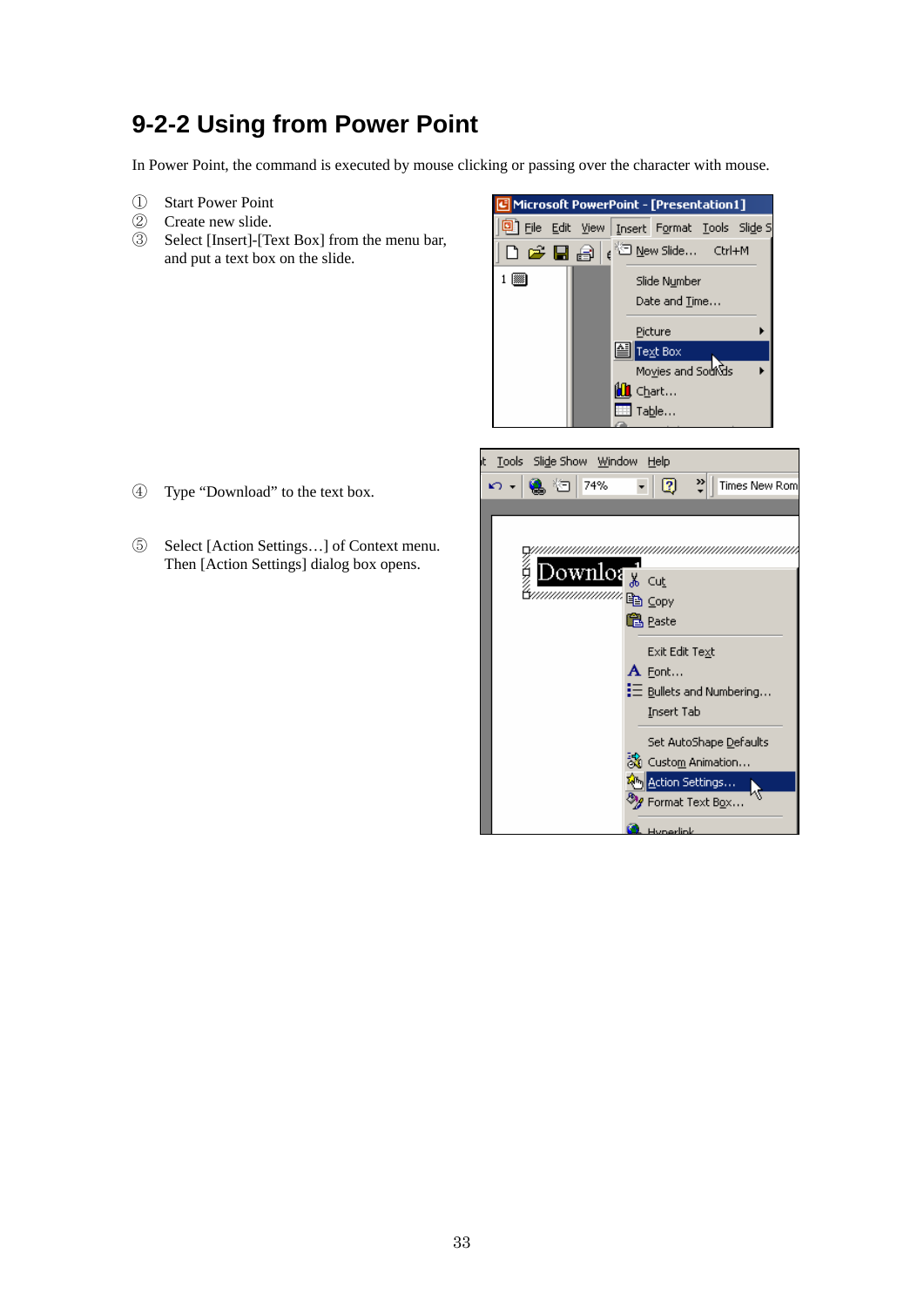## 9-2-2 Using from Power Point

In Power Point, the command is executed by mouse clicking or passing over the character with mouse.

① Start Power Point

② Create new slide.

③ Select [Insert]-[Text Box] from the menu bar, and put a text box on the slide.

④ Type “Download” to the text box.

⑤ Select [Action Settings…] of Context menu. Then [Action Settings] dialog box opens.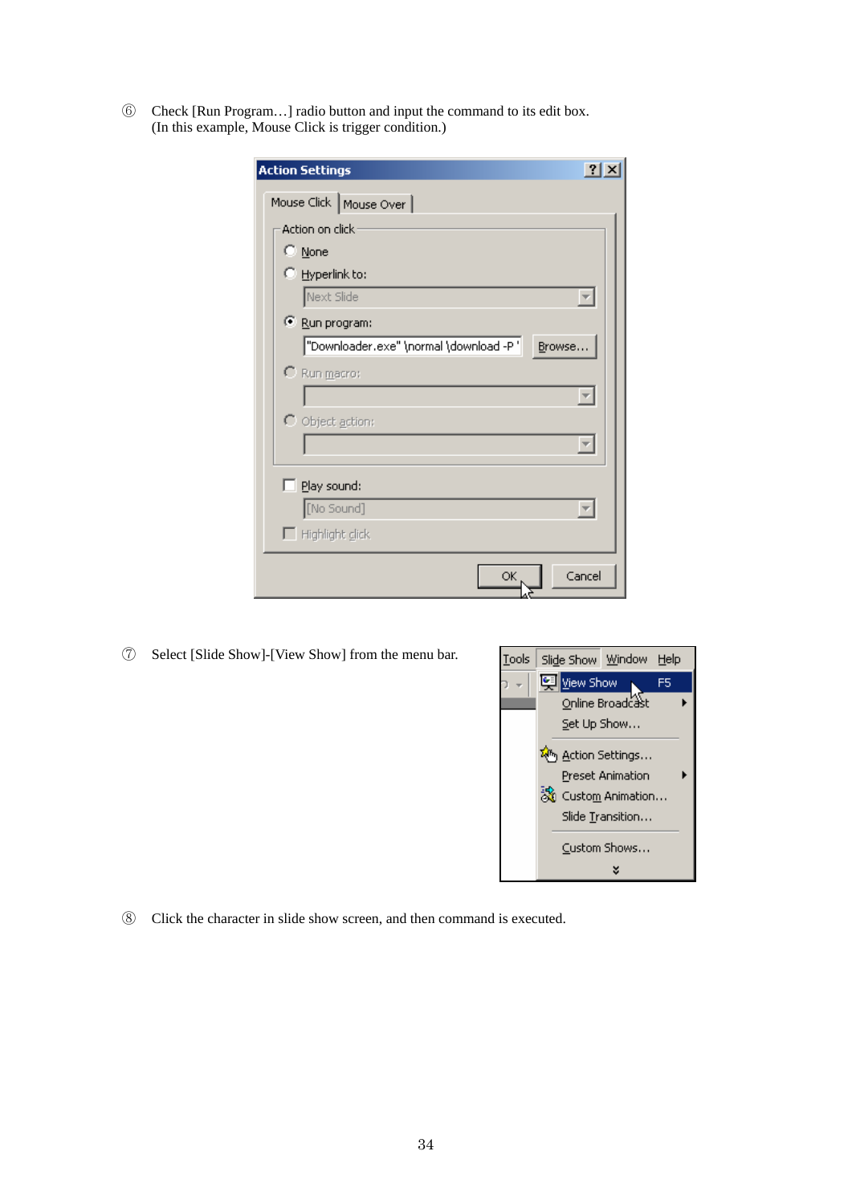⑥ Check [Run Program…] radio button and input the command to its edit box.
(In this example, Mouse Click is trigger condition.)

⑦ Select [Slide Show]-[View Show] from the menu bar.

⑧ Click the character in slide show screen, and then command is executed.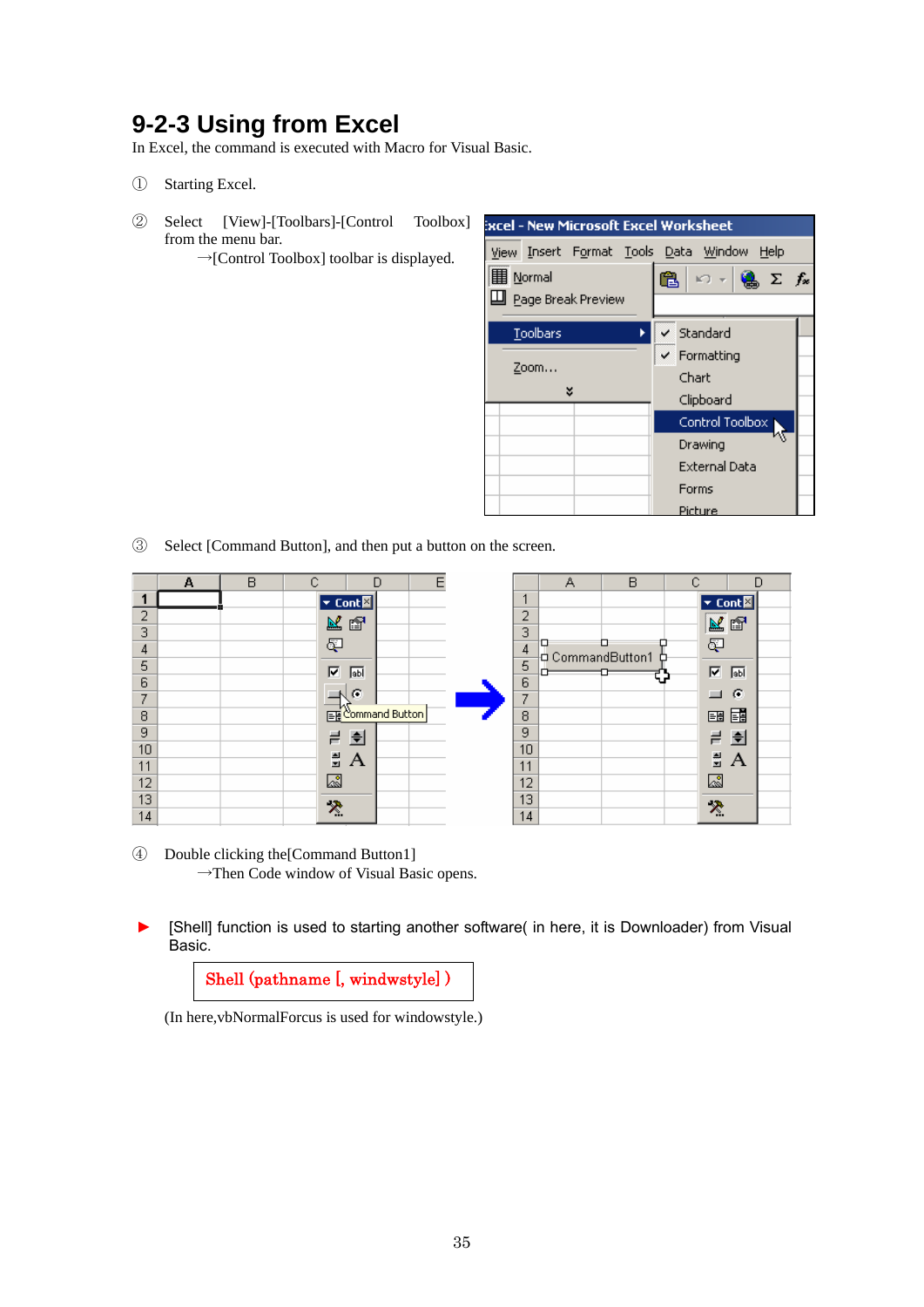## 9-2-3 Using from Excel

In Excel, the command is executed with Macro for Visual Basic.

① Starting Excel.

② Select [View]-[Toolbars]-[Control Toolbox] from the menu bar.
→[Control Toolbox] toolbar is displayed.

③ Select [Command Button], and then put a button on the screen.

④ Double clicking the[Command Button1]
→Then Code window of Visual Basic opens.

► [Shell] function is used to starting another software( in here, it is Downloader) from Visual Basic.

```
Shell (pathname [, windwstyle] )
```

(In here,vbNormalForcus is used for windowstyle.)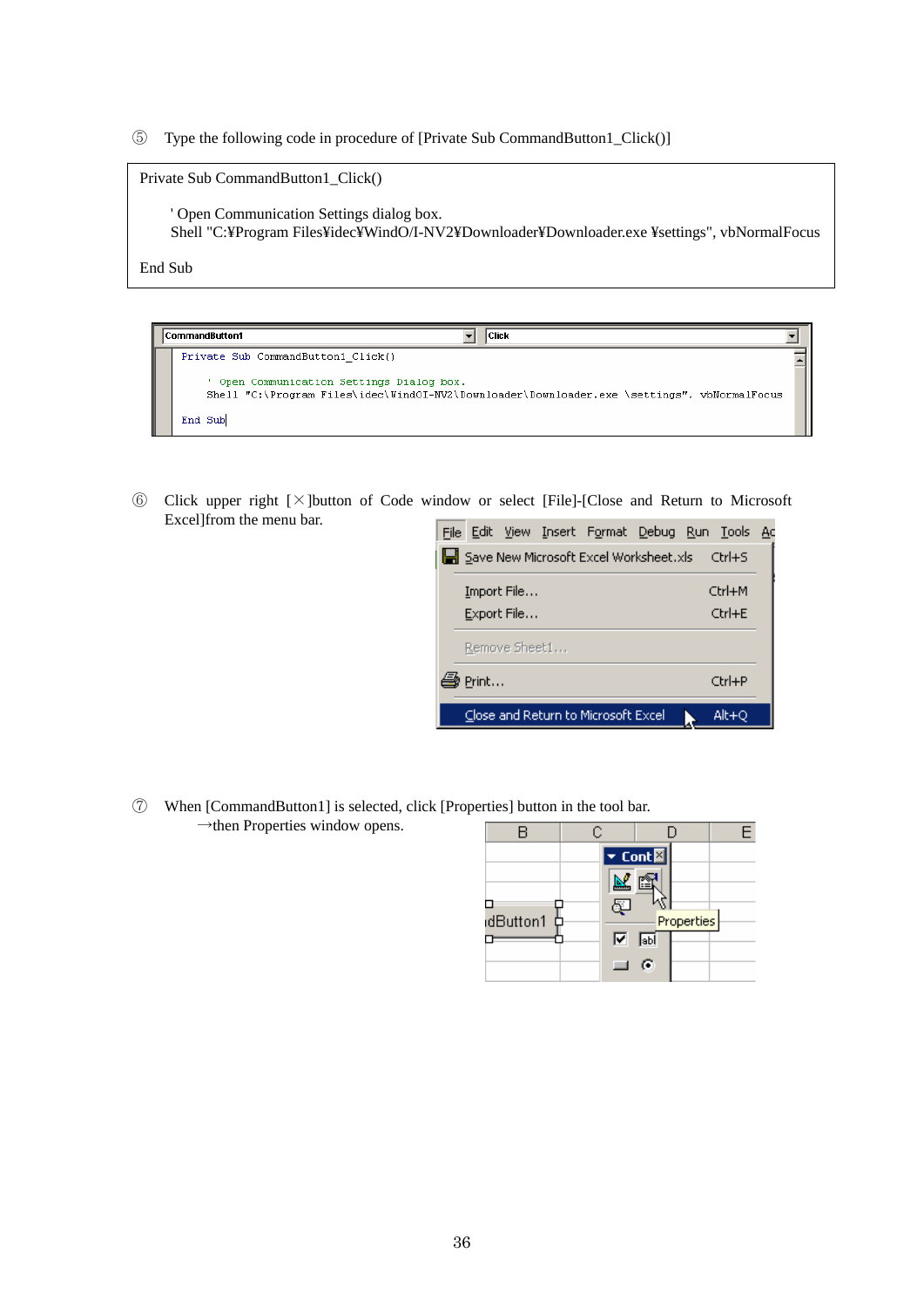⑤ Type the following code in procedure of [Private Sub CommandButton1_Click()]

```
Private Sub CommandButton1_Click()

    ' Open Communication Settings dialog box.
    Shell "C:¥Program Files¥idec¥WindO/I-NV2¥Downloader¥Downloader.exe ¥settings", vbNormalFocus

End Sub
```

⑥ Click upper right [×]button of Code window or select [File]-[Close and Return to Microsoft Excel]from the menu bar.

⑦ When [CommandButton1] is selected, click [Properties] button in the tool bar.

→then Properties window opens.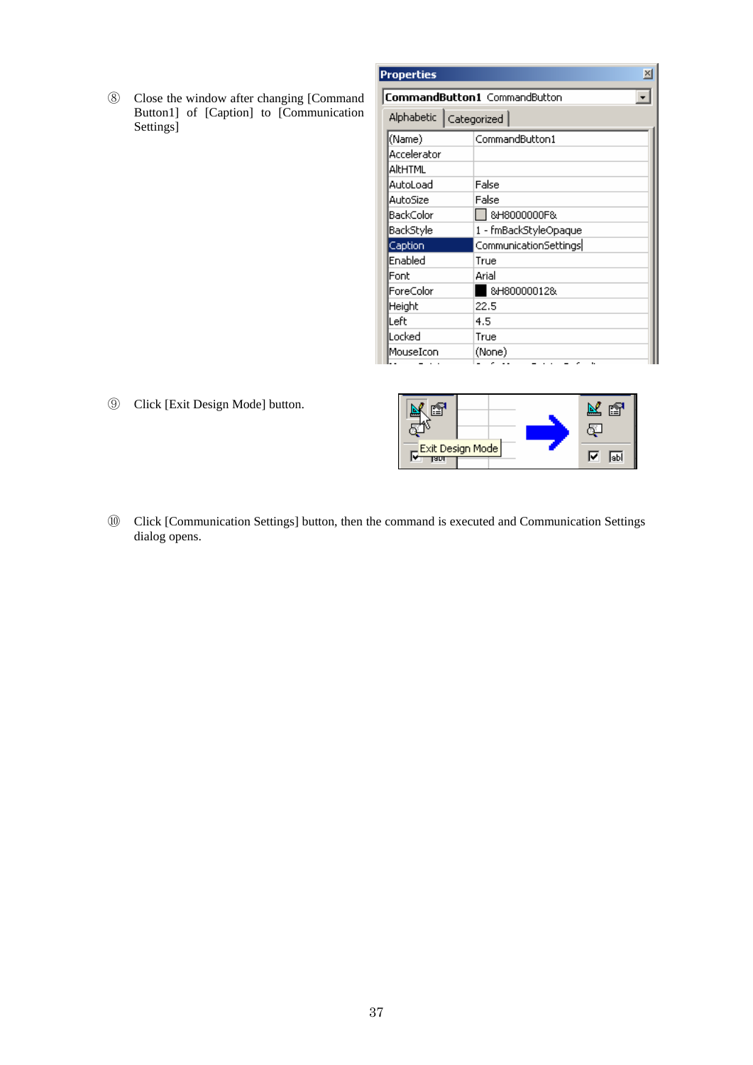⑧ Close the window after changing [Command Button1] of [Caption] to [Communication Settings]

⑨ Click [Exit Design Mode] button.

⑩ Click [Communication Settings] button, then the command is executed and Communication Settings dialog opens.